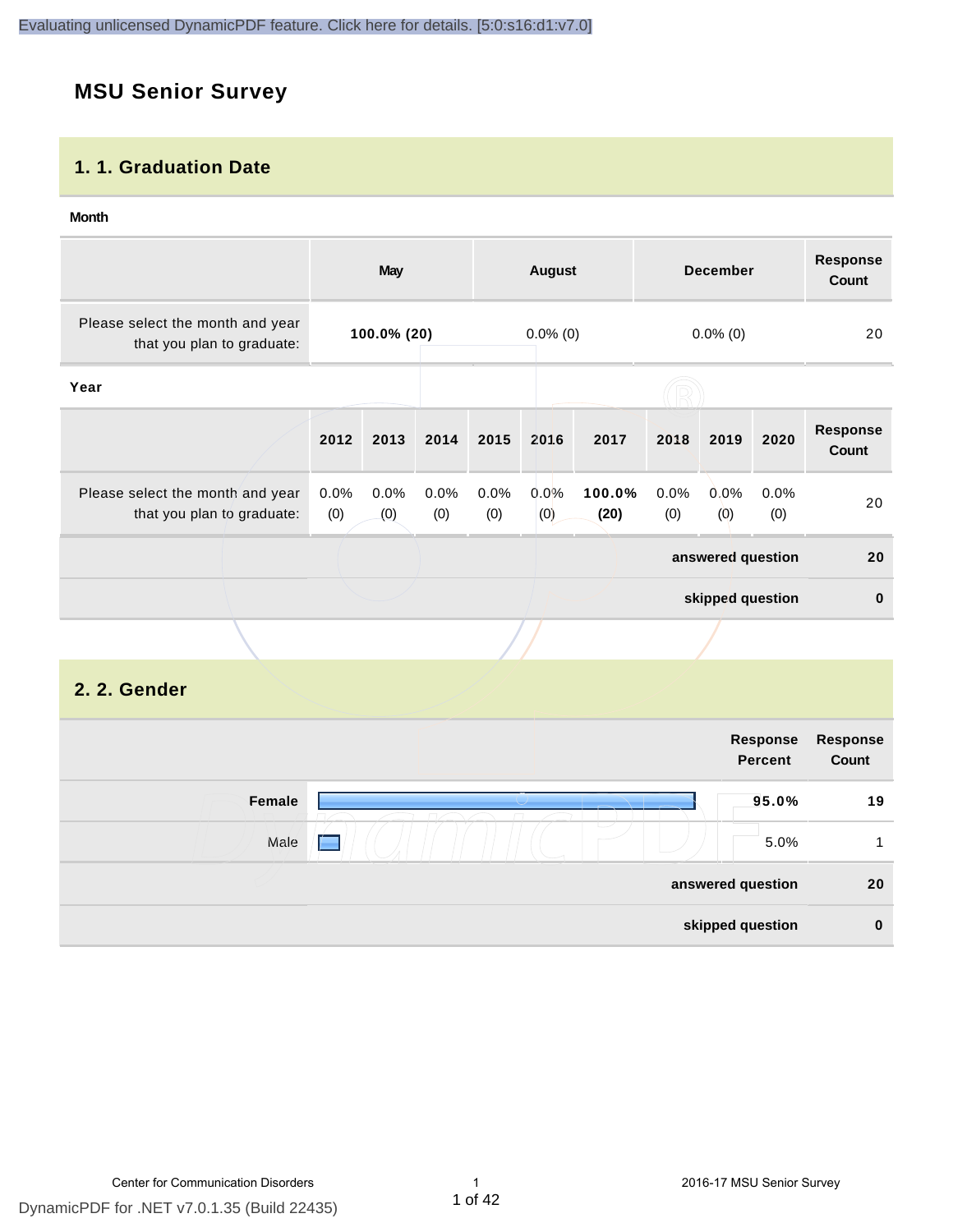# MSU Senior Survey

## 1. 1. Graduation Date

**Month**

| | May | August | December | Response Count |
|---|---|---|---|---|
| Please select the month and year that you plan to graduate: | **100.0% (20)** | 0.0% (0) | 0.0% (0) | 20 |

**Year**

| | 2012 | 2013 | 2014 | 2015 | 2016 | 2017 | 2018 | 2019 | 2020 | Response Count |
|---|---|---|---|---|---|---|---|---|---|---|
| Please select the month and year that you plan to graduate: | 0.0% (0) | 0.0% (0) | 0.0% (0) | 0.0% (0) | 0.0% (0) | **100.0% (20)** | 0.0% (0) | 0.0% (0) | 0.0% (0) | 20 |

| | |
|---|---|
| **answered question** | **20** |
| **skipped question** | **0** |

## 2. 2. Gender

| | Response Percent | Response Count |
|---|---|---|
| **Female** | **95.0%** | **19** |
| Male | 5.0% | 1 |
| **answered question** | | **20** |
| **skipped question** | | **0** |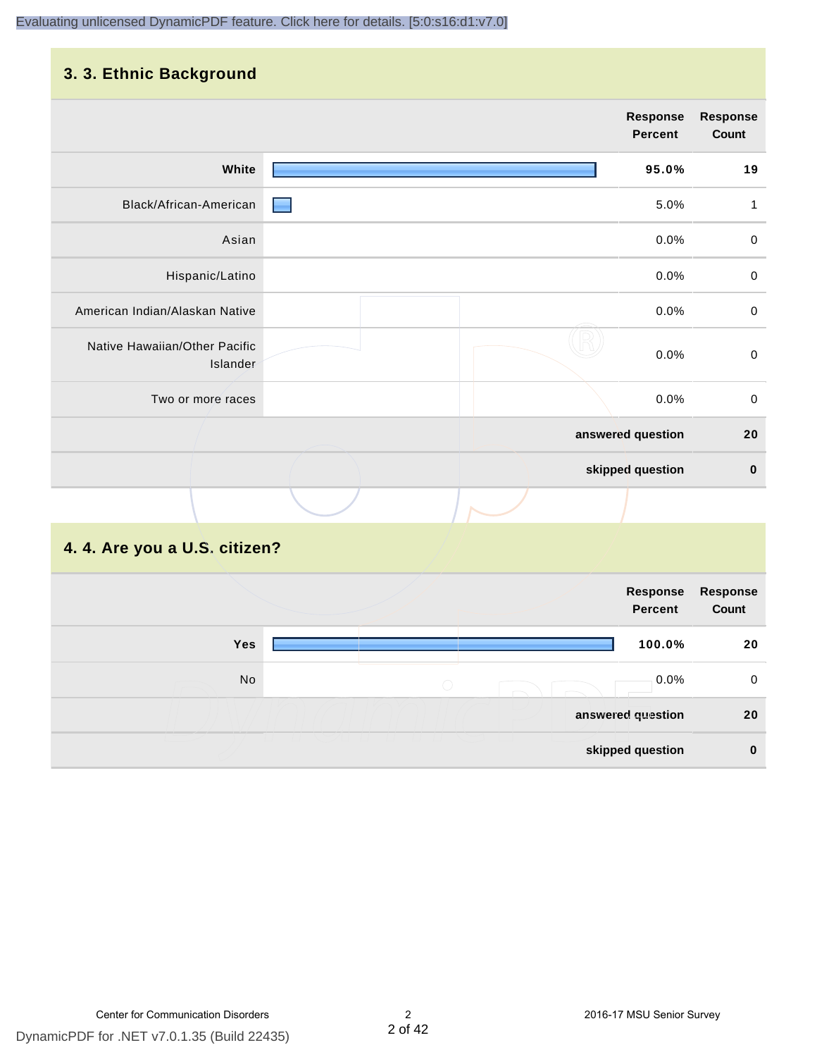## 3. 3. Ethnic Background

| | Response Percent | Response Count |
|---|---|---|
| **White** | **95.0%** | **19** |
| Black/African-American | 5.0% | 1 |
| Asian | 0.0% | 0 |
| Hispanic/Latino | 0.0% | 0 |
| American Indian/Alaskan Native | 0.0% | 0 |
| Native Hawaiian/Other Pacific Islander | 0.0% | 0 |
| Two or more races | 0.0% | 0 |
| | **answered question** | **20** |
| | **skipped question** | **0** |

## 4. 4. Are you a U.S. citizen?

| | Response Percent | Response Count |
|---|---|---|
| **Yes** | **100.0%** | **20** |
| No | 0.0% | 0 |
| | **answered question** | **20** |
| | **skipped question** | **0** |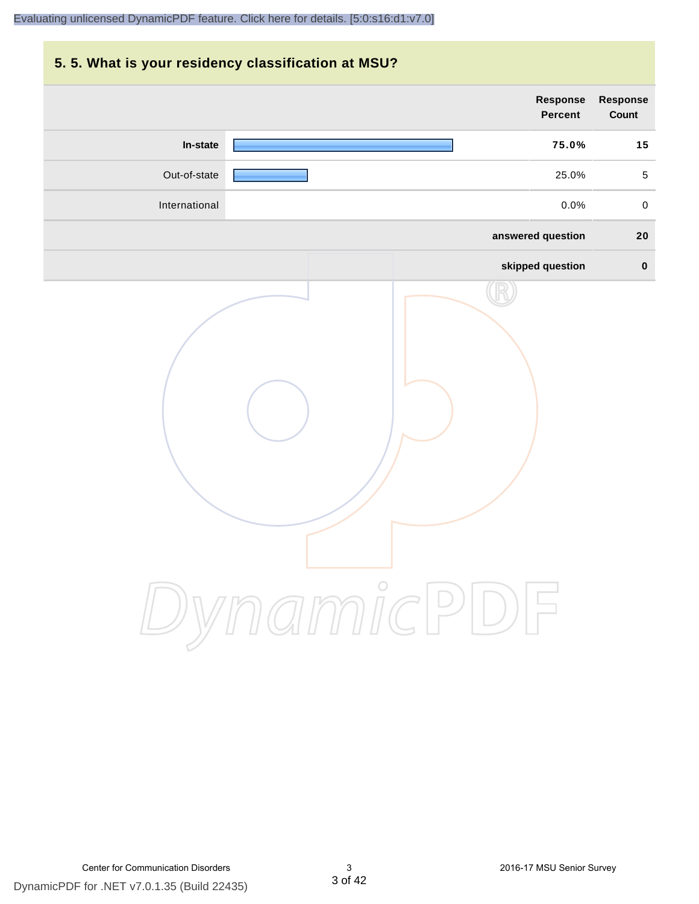## 5. 5. What is your residency classification at MSU?

| | Response Percent | Response Count |
|---|---|---|
| **In-state** | **75.0%** | **15** |
| Out-of-state | 25.0% | 5 |
| International | 0.0% | 0 |
| | **answered question** | **20** |
| | **skipped question** | **0** |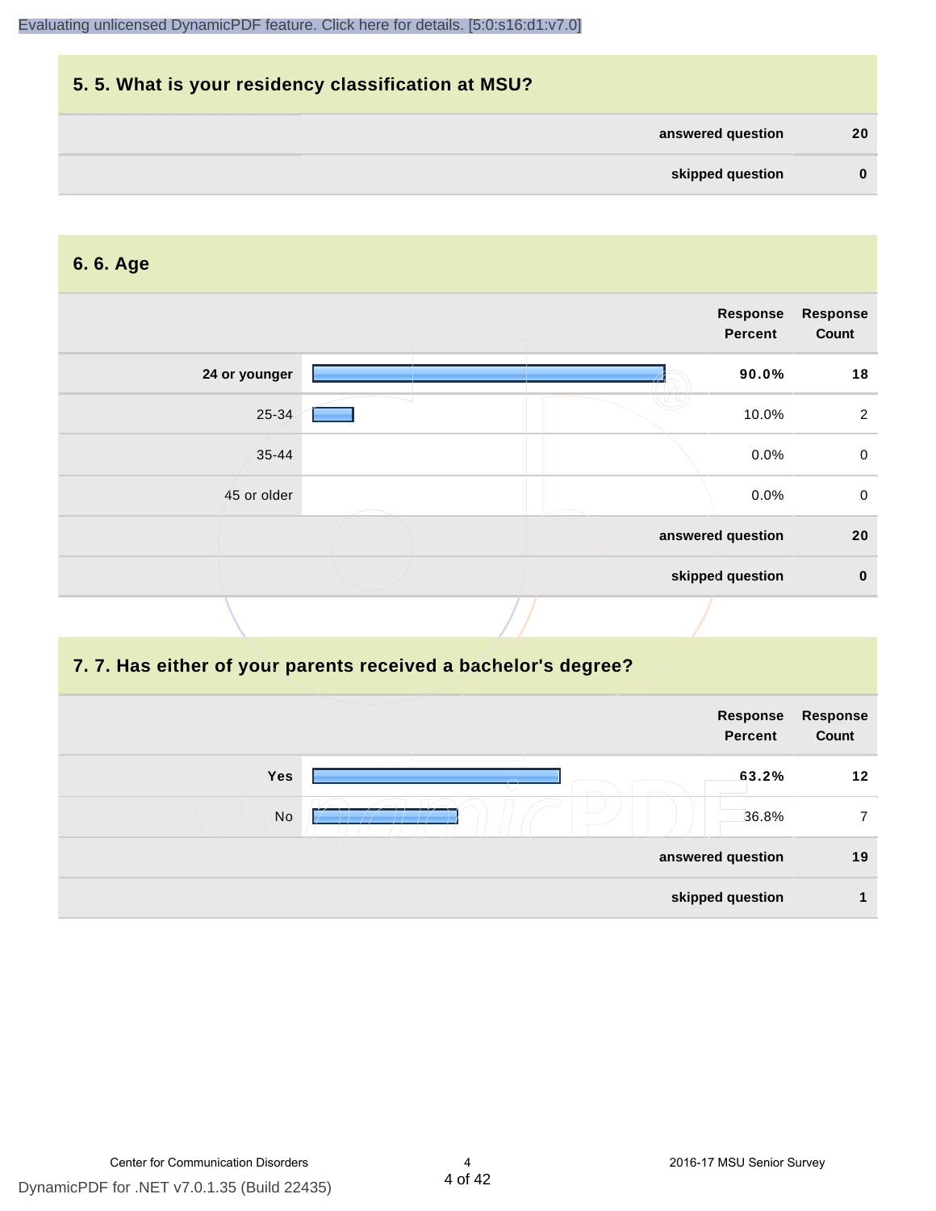## 5. 5. What is your residency classification at MSU?

| | |
|---|---|
| **answered question** | **20** |
| **skipped question** | **0** |

## 6. 6. Age

| | Response Percent | Response Count |
|---|---|---|
| **24 or younger** | **90.0%** | **18** |
| 25-34 | 10.0% | 2 |
| 35-44 | 0.0% | 0 |
| 45 or older | 0.0% | 0 |
| **answered question** | | **20** |
| **skipped question** | | **0** |

## 7. 7. Has either of your parents received a bachelor's degree?

| | Response Percent | Response Count |
|---|---|---|
| **Yes** | **63.2%** | **12** |
| No | 36.8% | 7 |
| **answered question** | | **19** |
| **skipped question** | | **1** |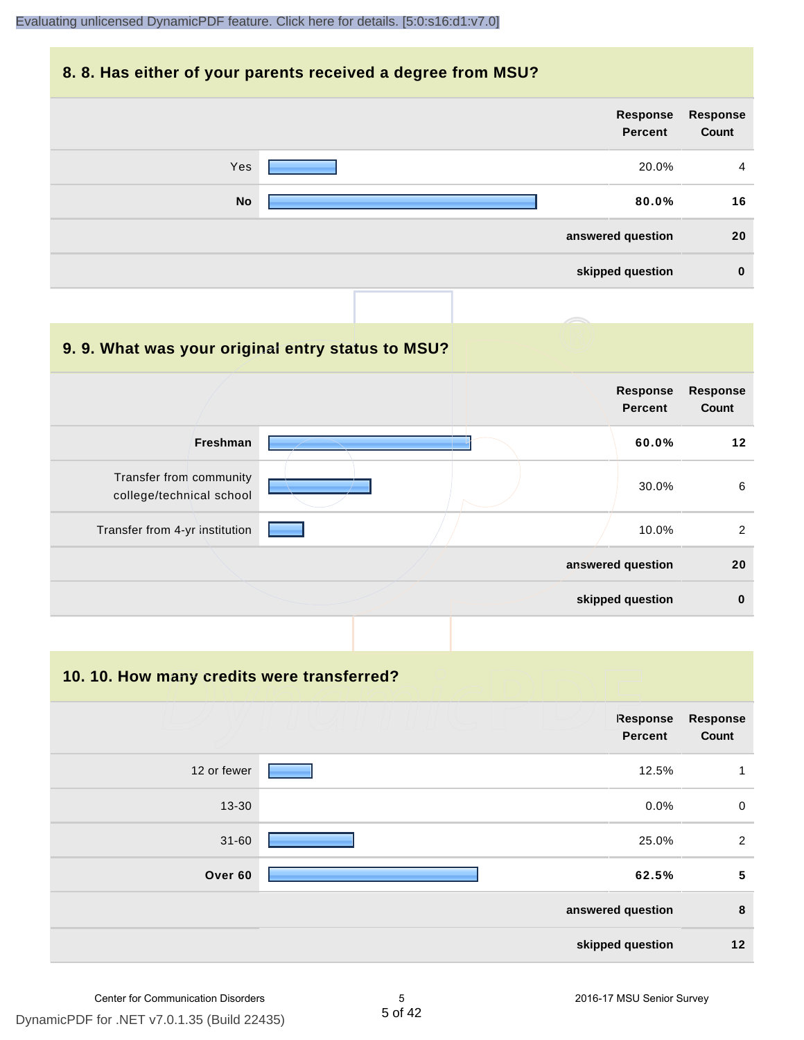## 8. 8. Has either of your parents received a degree from MSU?

| | Response Percent | Response Count |
|---|---|---|
| Yes | 20.0% | 4 |
| **No** | **80.0%** | **16** |
| | **answered question** | **20** |
| | **skipped question** | **0** |

## 9. 9. What was your original entry status to MSU?

| | Response Percent | Response Count |
|---|---|---|
| **Freshman** | **60.0%** | **12** |
| Transfer from community college/technical school | 30.0% | 6 |
| Transfer from 4-yr institution | 10.0% | 2 |
| | **answered question** | **20** |
| | **skipped question** | **0** |

## 10. 10. How many credits were transferred?

| | Response Percent | Response Count |
|---|---|---|
| 12 or fewer | 12.5% | 1 |
| 13-30 | 0.0% | 0 |
| 31-60 | 25.0% | 2 |
| **Over 60** | **62.5%** | **5** |
| | **answered question** | **8** |
| | **skipped question** | **12** |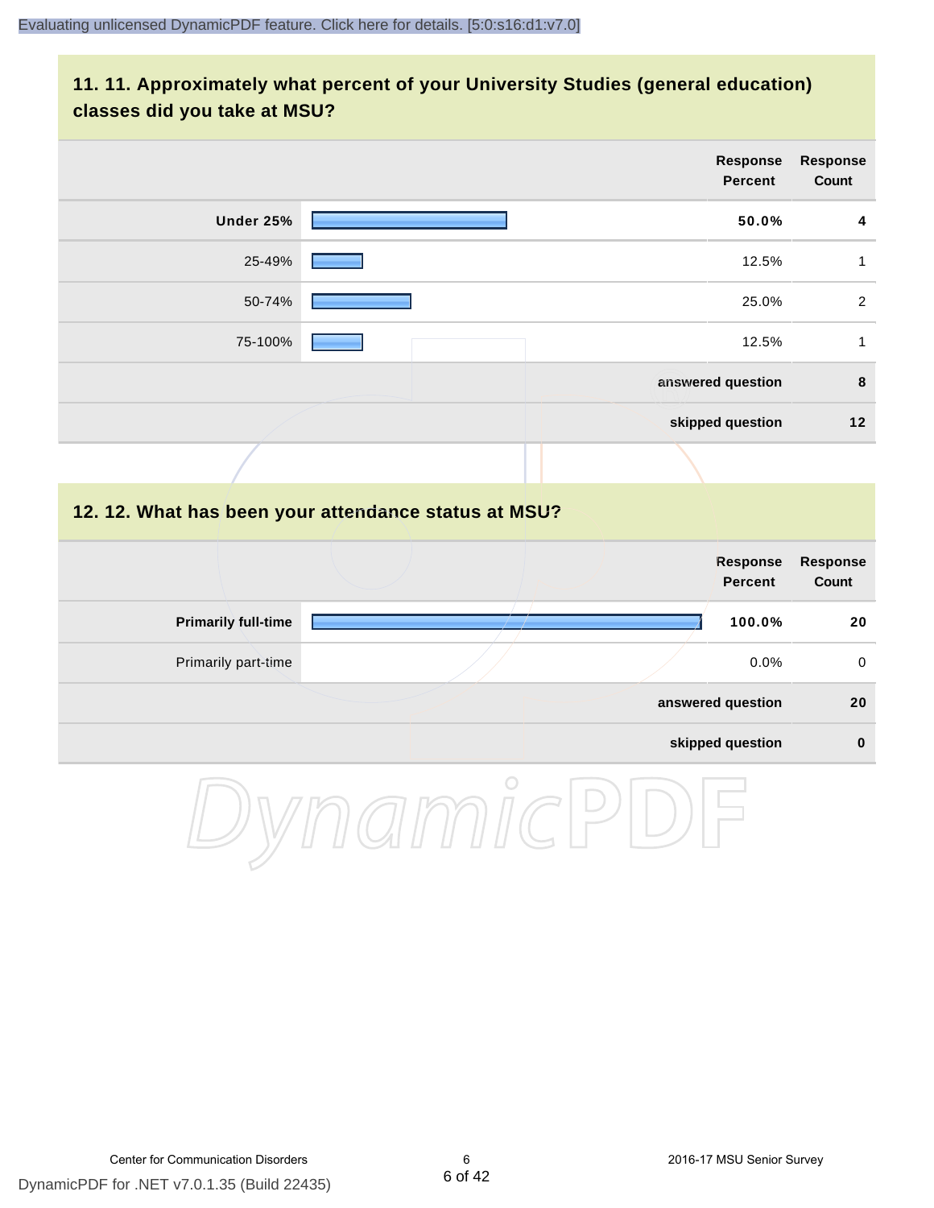## 11. 11. Approximately what percent of your University Studies (general education) classes did you take at MSU?

| | Response Percent | Response Count |
|---|---|---|
| **Under 25%** | **50.0%** | **4** |
| 25-49% | 12.5% | 1 |
| 50-74% | 25.0% | 2 |
| 75-100% | 12.5% | 1 |
| | **answered question** | **8** |
| | **skipped question** | **12** |

## 12. 12. What has been your attendance status at MSU?

| | Response Percent | Response Count |
|---|---|---|
| **Primarily full-time** | **100.0%** | **20** |
| Primarily part-time | 0.0% | 0 |
| | **answered question** | **20** |
| | **skipped question** | **0** |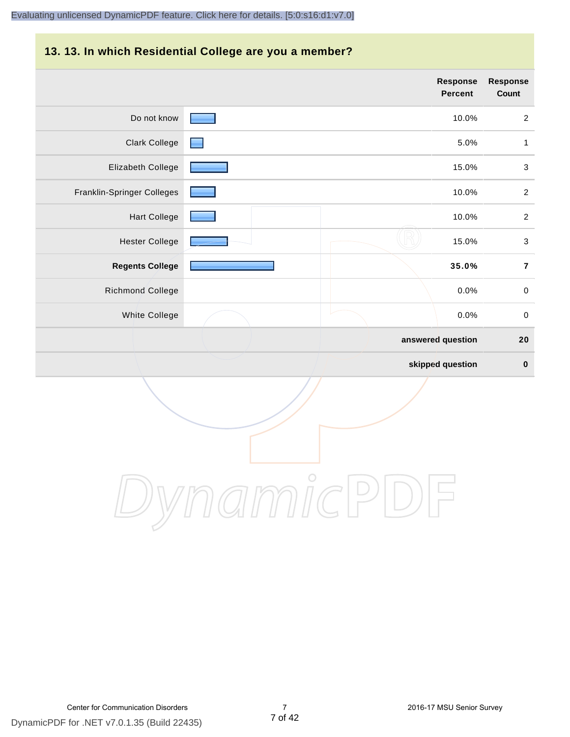## 13. 13. In which Residential College are you a member?

| | Response Percent | Response Count |
|---|---|---|
| Do not know | 10.0% | 2 |
| Clark College | 5.0% | 1 |
| Elizabeth College | 15.0% | 3 |
| Franklin-Springer Colleges | 10.0% | 2 |
| Hart College | 10.0% | 2 |
| Hester College | 15.0% | 3 |
| **Regents College** | **35.0%** | **7** |
| Richmond College | 0.0% | 0 |
| White College | 0.0% | 0 |
| | **answered question** | **20** |
| | **skipped question** | **0** |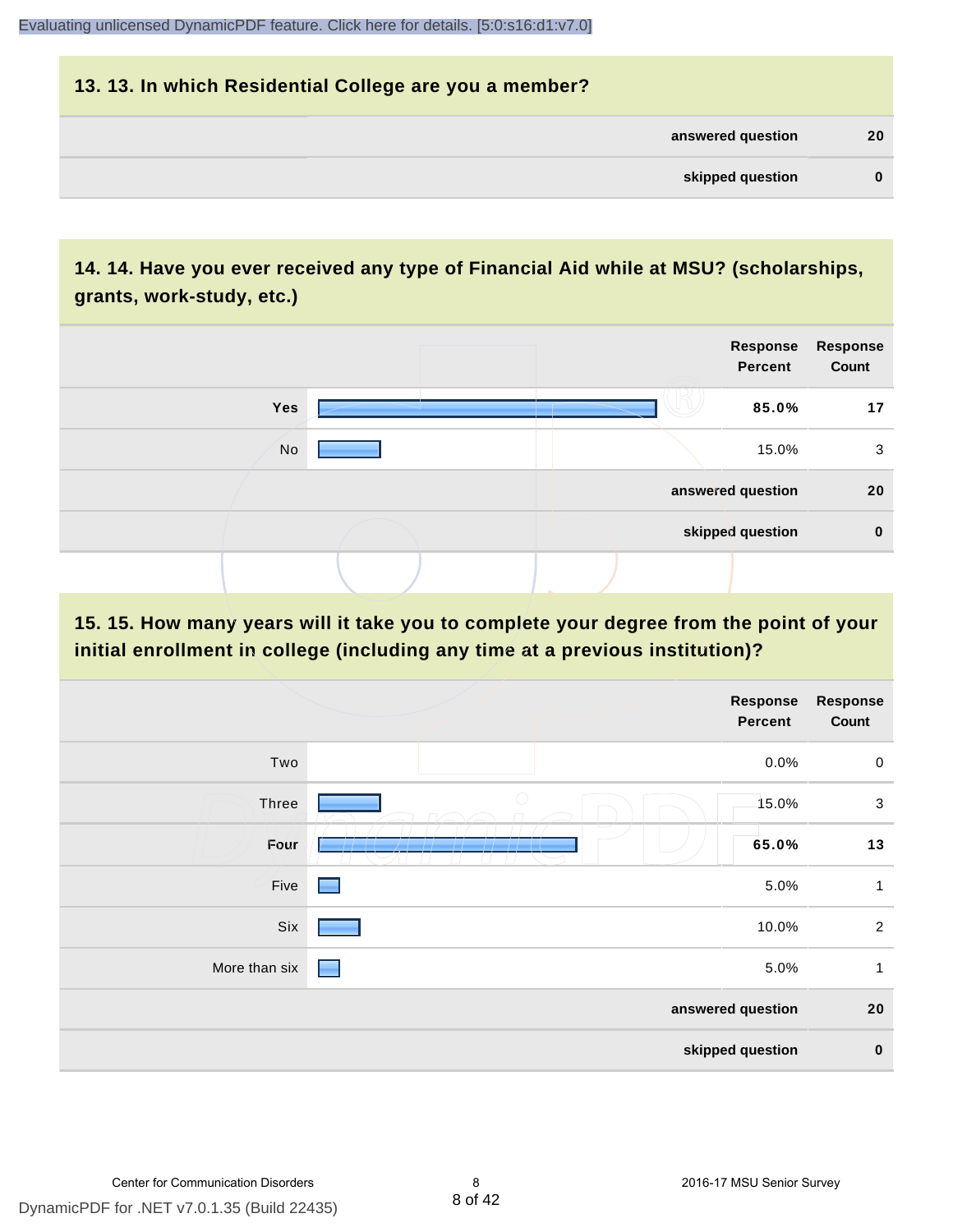## 13. 13. In which Residential College are you a member?

| | |
|---|---|
| answered question | 20 |
| skipped question | 0 |

## 14. 14. Have you ever received any type of Financial Aid while at MSU? (scholarships, grants, work-study, etc.)

| | Response Percent | Response Count |
|---|---|---|
| **Yes** | **85.0%** | **17** |
| No | 15.0% | 3 |
| answered question | | 20 |
| skipped question | | 0 |

## 15. 15. How many years will it take you to complete your degree from the point of your initial enrollment in college (including any time at a previous institution)?

| | Response Percent | Response Count |
|---|---|---|
| Two | 0.0% | 0 |
| Three | 15.0% | 3 |
| **Four** | **65.0%** | **13** |
| Five | 5.0% | 1 |
| Six | 10.0% | 2 |
| More than six | 5.0% | 1 |
| answered question | | 20 |
| skipped question | | 0 |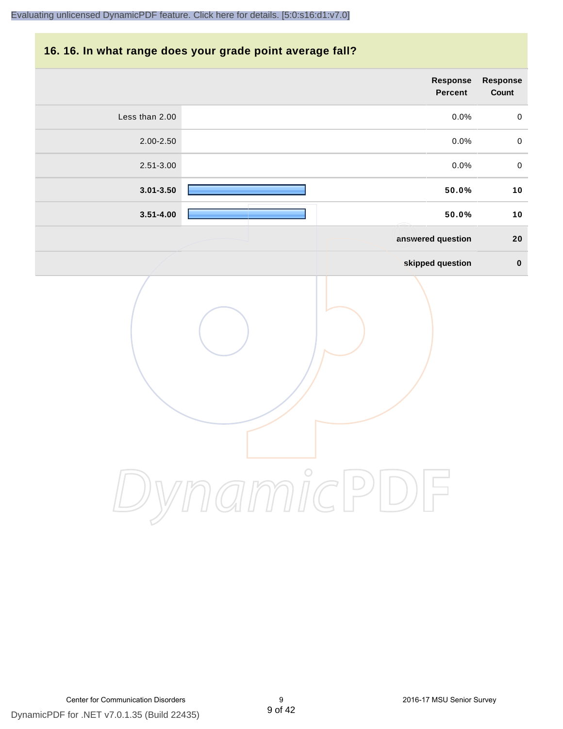## 16. 16. In what range does your grade point average fall?

| | Response Percent | Response Count |
|---|---|---|
| Less than 2.00 | 0.0% | 0 |
| 2.00-2.50 | 0.0% | 0 |
| 2.51-3.00 | 0.0% | 0 |
| **3.01-3.50** | **50.0%** | **10** |
| **3.51-4.00** | **50.0%** | **10** |
| | **answered question** | **20** |
| | **skipped question** | **0** |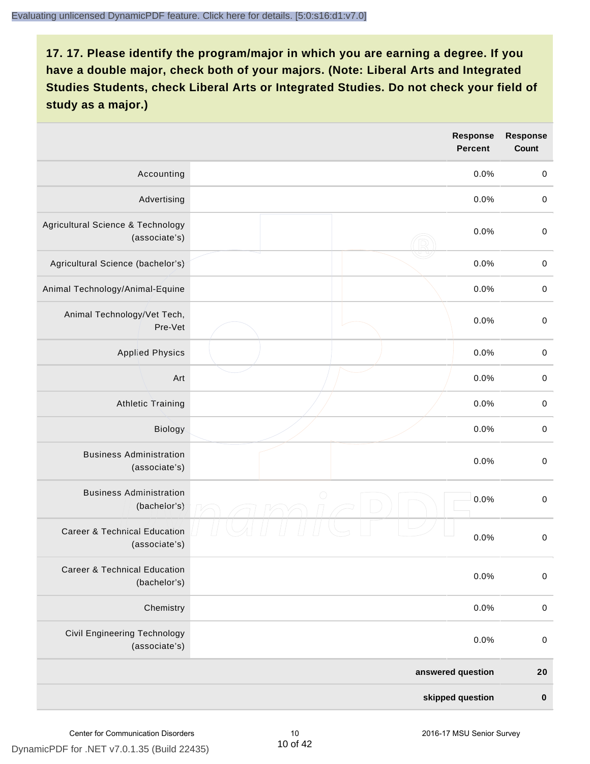**17. 17. Please identify the program/major in which you are earning a degree. If you have a double major, check both of your majors. (Note: Liberal Arts and Integrated Studies Students, check Liberal Arts or Integrated Studies. Do not check your field of study as a major.)**

| | | Response Percent | Response Count |
|---|---|---|---|
| Accounting | | 0.0% | 0 |
| Advertising | | 0.0% | 0 |
| Agricultural Science & Technology (associate's) | | 0.0% | 0 |
| Agricultural Science (bachelor's) | | 0.0% | 0 |
| Animal Technology/Animal-Equine | | 0.0% | 0 |
| Animal Technology/Vet Tech, Pre-Vet | | 0.0% | 0 |
| Applied Physics | | 0.0% | 0 |
| Art | | 0.0% | 0 |
| Athletic Training | | 0.0% | 0 |
| Biology | | 0.0% | 0 |
| Business Administration (associate's) | | 0.0% | 0 |
| Business Administration (bachelor's) | | 0.0% | 0 |
| Career & Technical Education (associate's) | | 0.0% | 0 |
| Career & Technical Education (bachelor's) | | 0.0% | 0 |
| Chemistry | | 0.0% | 0 |
| Civil Engineering Technology (associate's) | | 0.0% | 0 |
| | | **answered question** | **20** |
| | | **skipped question** | **0** |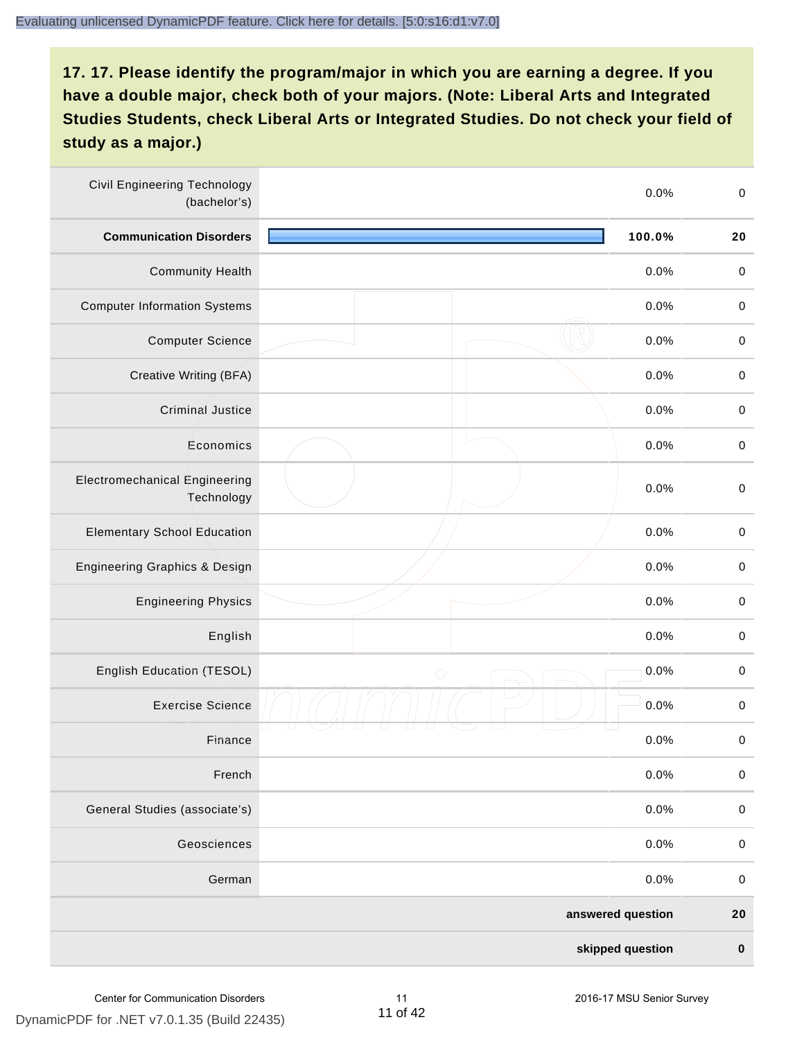**17. 17. Please identify the program/major in which you are earning a degree. If you have a double major, check both of your majors. (Note: Liberal Arts and Integrated Studies Students, check Liberal Arts or Integrated Studies. Do not check your field of study as a major.)**

| Program/Major | Percent | Count |
|---|---|---|
| Civil Engineering Technology (bachelor's) | 0.0% | 0 |
| **Communication Disorders** | **100.0%** | **20** |
| Community Health | 0.0% | 0 |
| Computer Information Systems | 0.0% | 0 |
| Computer Science | 0.0% | 0 |
| Creative Writing (BFA) | 0.0% | 0 |
| Criminal Justice | 0.0% | 0 |
| Economics | 0.0% | 0 |
| Electromechanical Engineering Technology | 0.0% | 0 |
| Elementary School Education | 0.0% | 0 |
| Engineering Graphics & Design | 0.0% | 0 |
| Engineering Physics | 0.0% | 0 |
| English | 0.0% | 0 |
| English Education (TESOL) | 0.0% | 0 |
| Exercise Science | 0.0% | 0 |
| Finance | 0.0% | 0 |
| French | 0.0% | 0 |
| General Studies (associate's) | 0.0% | 0 |
| Geosciences | 0.0% | 0 |
| German | 0.0% | 0 |
| | **answered question** | **20** |
| | **skipped question** | **0** |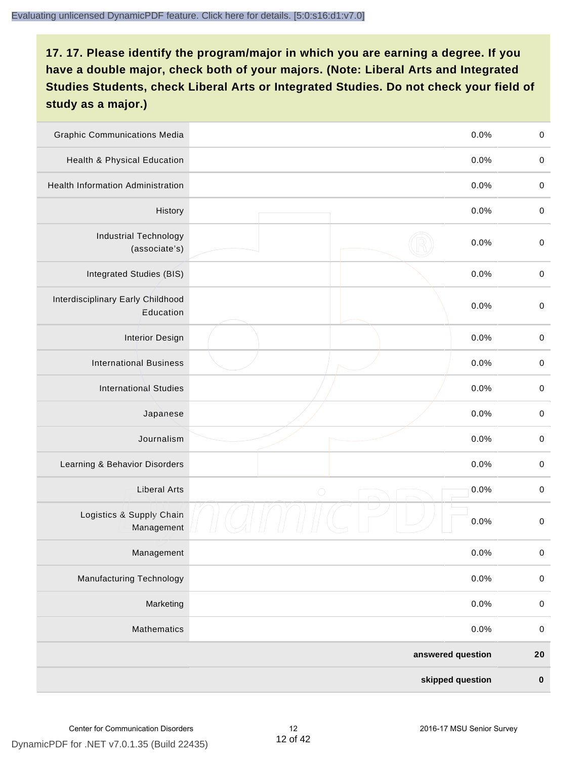## 17. 17. Please identify the program/major in which you are earning a degree. If you have a double major, check both of your majors. (Note: Liberal Arts and Integrated Studies Students, check Liberal Arts or Integrated Studies. Do not check your field of study as a major.)

| | | | |
|---|---|---|---|
| Graphic Communications Media | | 0.0% | 0 |
| Health & Physical Education | | 0.0% | 0 |
| Health Information Administration | | 0.0% | 0 |
| History | | 0.0% | 0 |
| Industrial Technology (associate's) | | 0.0% | 0 |
| Integrated Studies (BIS) | | 0.0% | 0 |
| Interdisciplinary Early Childhood Education | | 0.0% | 0 |
| Interior Design | | 0.0% | 0 |
| International Business | | 0.0% | 0 |
| International Studies | | 0.0% | 0 |
| Japanese | | 0.0% | 0 |
| Journalism | | 0.0% | 0 |
| Learning & Behavior Disorders | | 0.0% | 0 |
| Liberal Arts | | 0.0% | 0 |
| Logistics & Supply Chain Management | | 0.0% | 0 |
| Management | | 0.0% | 0 |
| Manufacturing Technology | | 0.0% | 0 |
| Marketing | | 0.0% | 0 |
| Mathematics | | 0.0% | 0 |
| | | **answered question** | **20** |
| | | **skipped question** | **0** |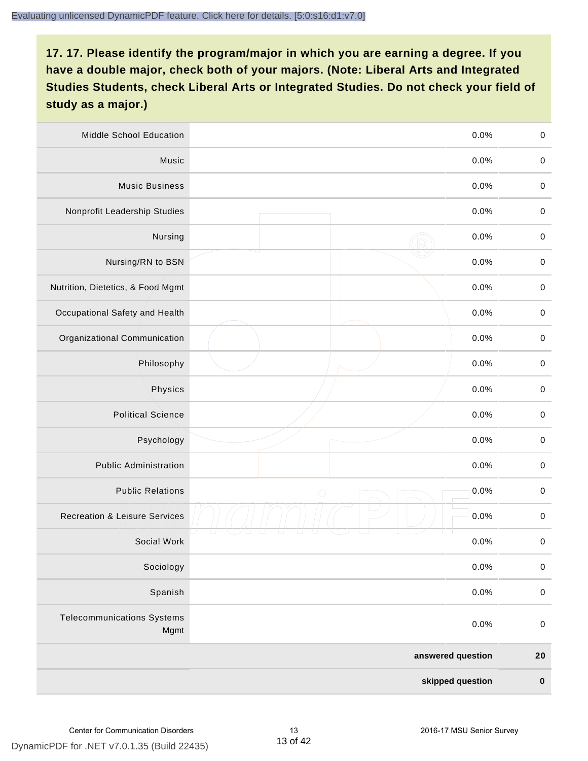**17. 17. Please identify the program/major in which you are earning a degree. If you have a double major, check both of your majors. (Note: Liberal Arts and Integrated Studies Students, check Liberal Arts or Integrated Studies. Do not check your field of study as a major.)**

| | | | |
|---|---|---|---|
| Middle School Education | | 0.0% | 0 |
| Music | | 0.0% | 0 |
| Music Business | | 0.0% | 0 |
| Nonprofit Leadership Studies | | 0.0% | 0 |
| Nursing | | 0.0% | 0 |
| Nursing/RN to BSN | | 0.0% | 0 |
| Nutrition, Dietetics, & Food Mgmt | | 0.0% | 0 |
| Occupational Safety and Health | | 0.0% | 0 |
| Organizational Communication | | 0.0% | 0 |
| Philosophy | | 0.0% | 0 |
| Physics | | 0.0% | 0 |
| Political Science | | 0.0% | 0 |
| Psychology | | 0.0% | 0 |
| Public Administration | | 0.0% | 0 |
| Public Relations | | 0.0% | 0 |
| Recreation & Leisure Services | | 0.0% | 0 |
| Social Work | | 0.0% | 0 |
| Sociology | | 0.0% | 0 |
| Spanish | | 0.0% | 0 |
| Telecommunications Systems Mgmt | | 0.0% | 0 |
| | | **answered question** | **20** |
| | | **skipped question** | **0** |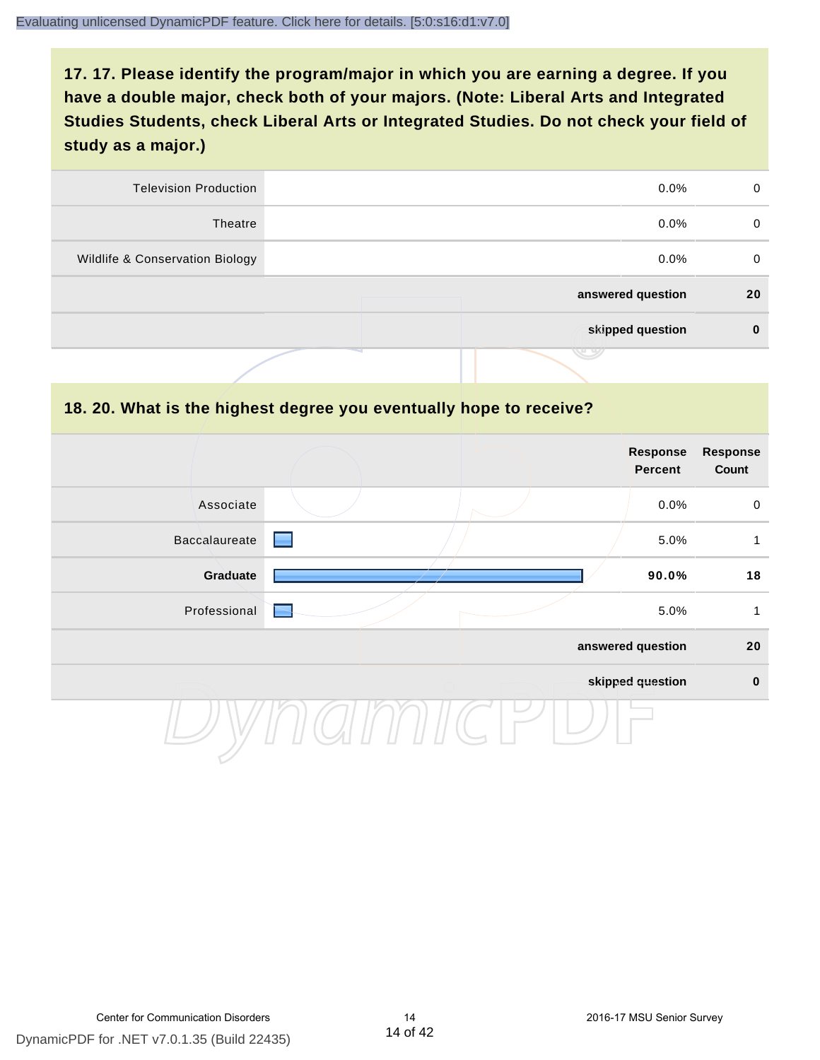Evaluating unlicensed DynamicPDF feature. Click here for details. [5:0:s16:d1:v7.0]

## 17. 17. Please identify the program/major in which you are earning a degree. If you have a double major, check both of your majors. (Note: Liberal Arts and Integrated Studies Students, check Liberal Arts or Integrated Studies. Do not check your field of study as a major.)

| | Response Percent | Response Count |
|---|---|---|
| Television Production | 0.0% | 0 |
| Theatre | 0.0% | 0 |
| Wildlife & Conservation Biology | 0.0% | 0 |
| answered question | | 20 |
| skipped question | | 0 |

## 18. 20. What is the highest degree you eventually hope to receive?

| | Response Percent | Response Count |
|---|---|---|
| Associate | 0.0% | 0 |
| Baccalaureate | 5.0% | 1 |
| **Graduate** | **90.0%** | **18** |
| Professional | 5.0% | 1 |
| answered question | | 20 |
| skipped question | | 0 |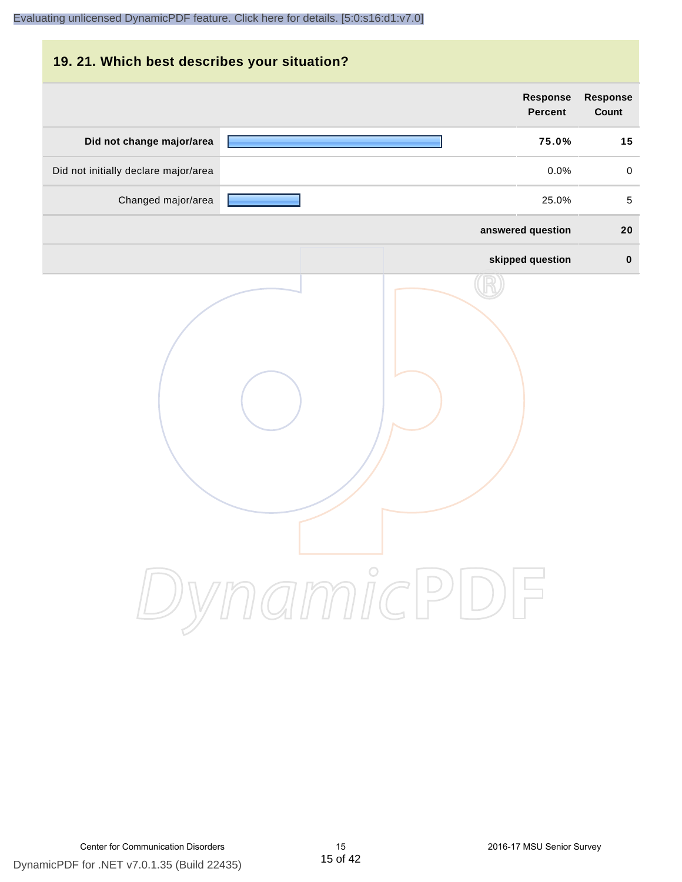## 19. 21. Which best describes your situation?

| | Response Percent | Response Count |
|---|---|---|
| **Did not change major/area** | **75.0%** | **15** |
| Did not initially declare major/area | 0.0% | 0 |
| Changed major/area | 25.0% | 5 |
| **answered question** | | **20** |
| **skipped question** | | **0** |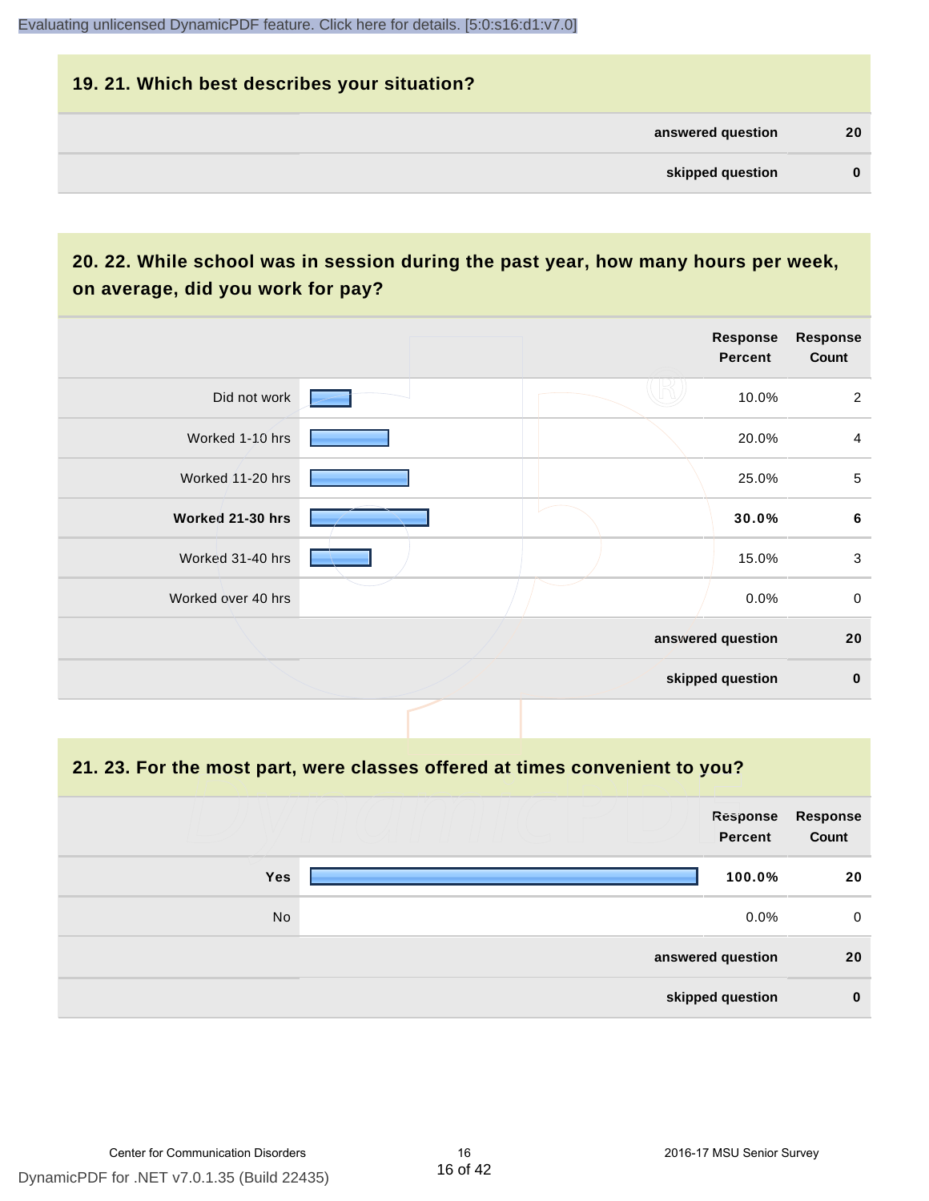## 19. 21. Which best describes your situation?

| | |
|---|---|
| answered question | 20 |
| skipped question | 0 |

## 20. 22. While school was in session during the past year, how many hours per week, on average, did you work for pay?

| | Response Percent | Response Count |
|---|---|---|
| Did not work | 10.0% | 2 |
| Worked 1-10 hrs | 20.0% | 4 |
| Worked 11-20 hrs | 25.0% | 5 |
| **Worked 21-30 hrs** | **30.0%** | **6** |
| Worked 31-40 hrs | 15.0% | 3 |
| Worked over 40 hrs | 0.0% | 0 |
| answered question | | 20 |
| skipped question | | 0 |

## 21. 23. For the most part, were classes offered at times convenient to you?

| | Response Percent | Response Count |
|---|---|---|
| **Yes** | **100.0%** | **20** |
| No | 0.0% | 0 |
| answered question | | 20 |
| skipped question | | 0 |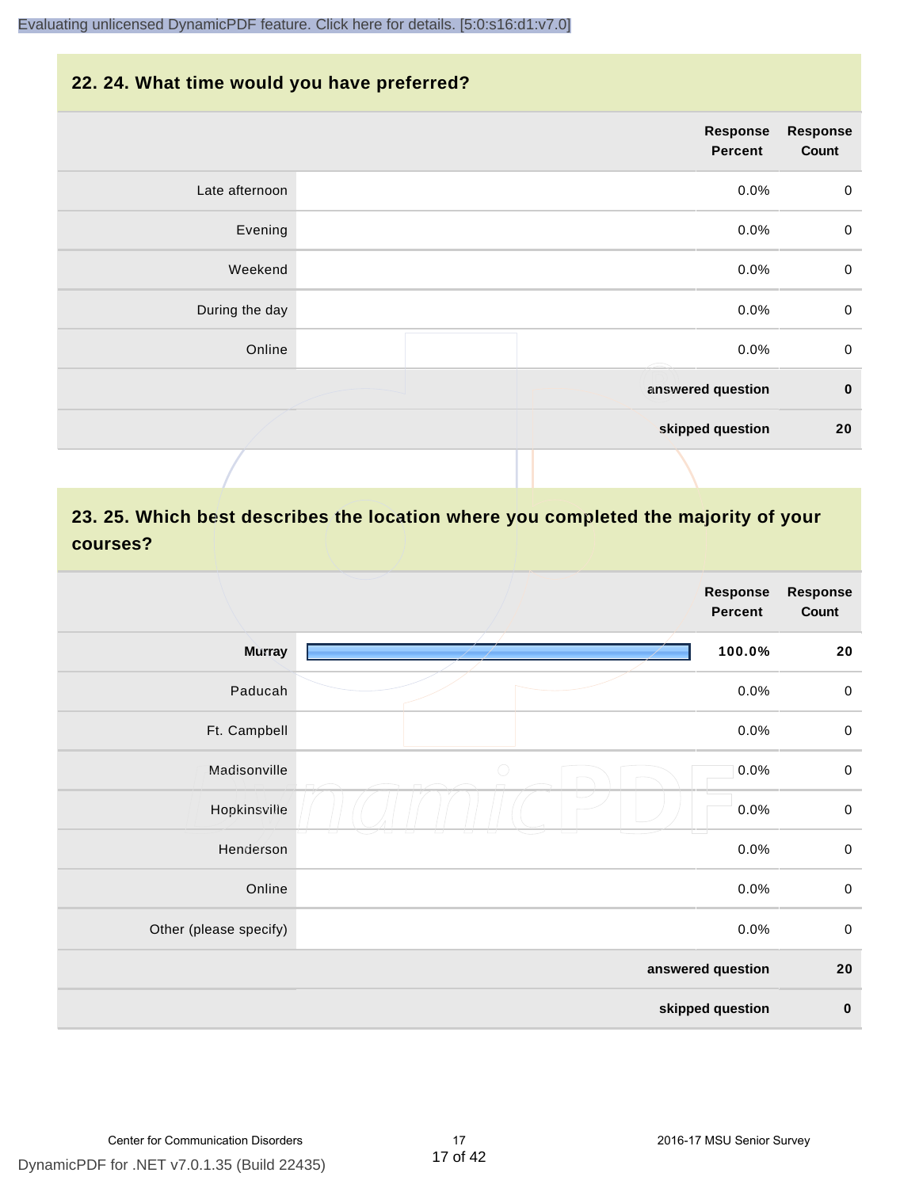## 22. 24. What time would you have preferred?

| | Response Percent | Response Count |
|---|---|---|
| Late afternoon | 0.0% | 0 |
| Evening | 0.0% | 0 |
| Weekend | 0.0% | 0 |
| During the day | 0.0% | 0 |
| Online | 0.0% | 0 |
| answered question | | 0 |
| skipped question | | 20 |

## 23. 25. Which best describes the location where you completed the majority of your courses?

| | Response Percent | Response Count |
|---|---|---|
| **Murray** | **100.0%** | **20** |
| Paducah | 0.0% | 0 |
| Ft. Campbell | 0.0% | 0 |
| Madisonville | 0.0% | 0 |
| Hopkinsville | 0.0% | 0 |
| Henderson | 0.0% | 0 |
| Online | 0.0% | 0 |
| Other (please specify) | 0.0% | 0 |
| answered question | | 20 |
| skipped question | | 0 |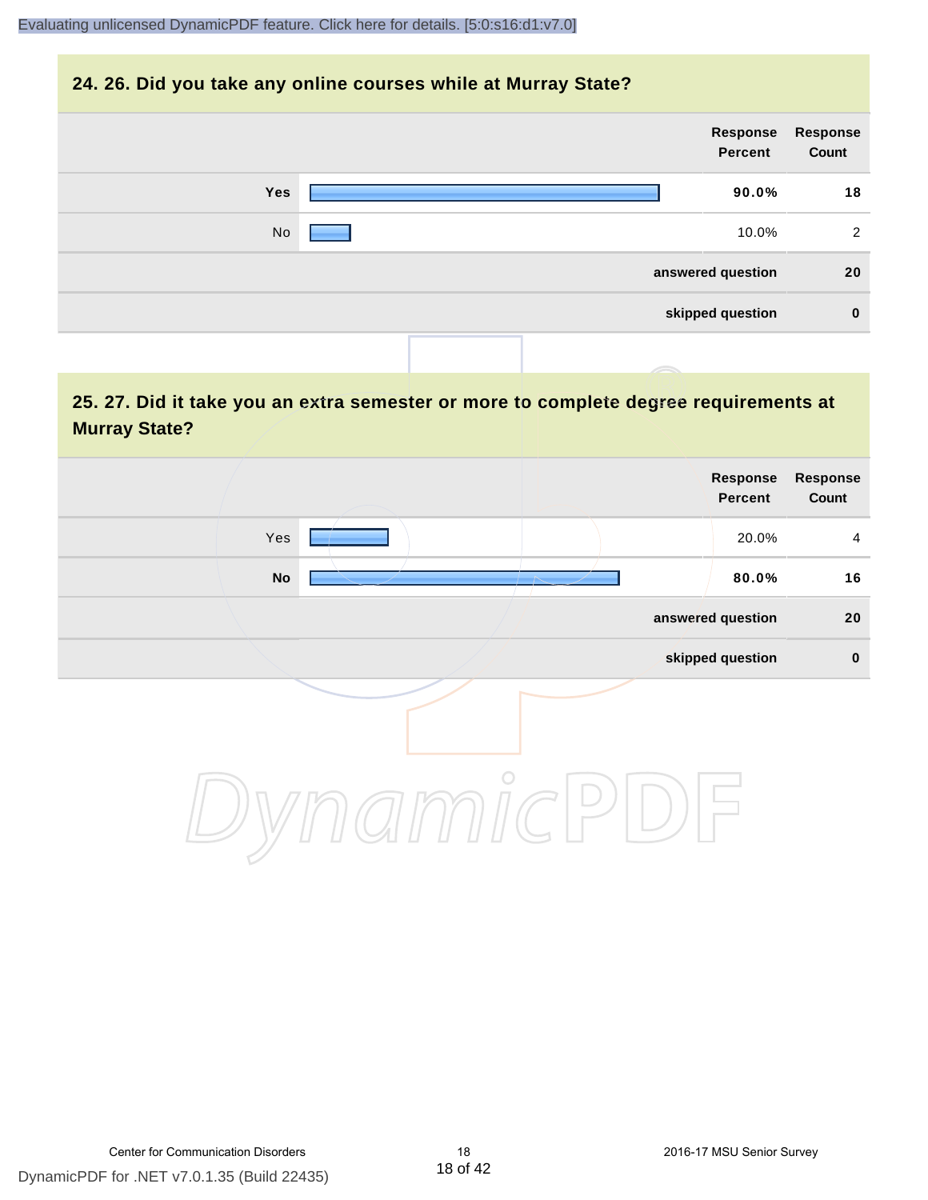## 24. 26. Did you take any online courses while at Murray State?

| | Response Percent | Response Count |
|---|---|---|
| **Yes** | **90.0%** | **18** |
| No | 10.0% | 2 |
| **answered question** | | **20** |
| **skipped question** | | **0** |

## 25. 27. Did it take you an extra semester or more to complete degree requirements at Murray State?

| | Response Percent | Response Count |
|---|---|---|
| Yes | 20.0% | 4 |
| **No** | **80.0%** | **16** |
| **answered question** | | **20** |
| **skipped question** | | **0** |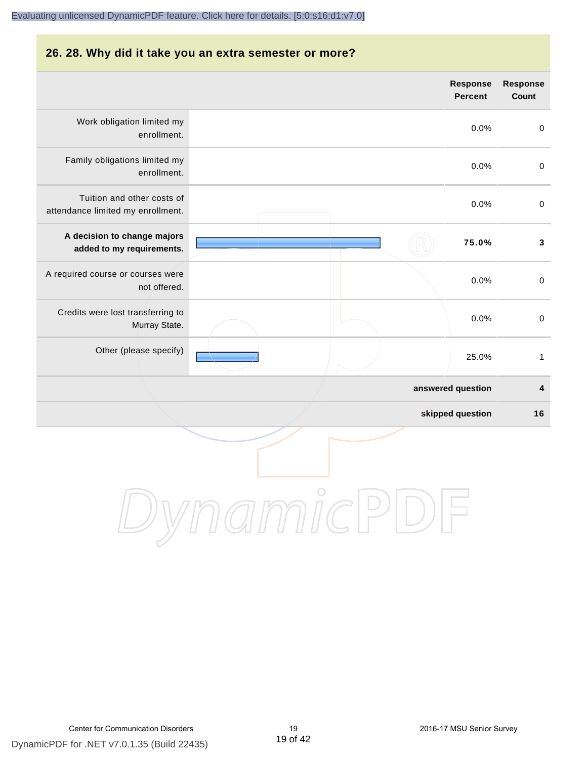## 26. 28. Why did it take you an extra semester or more?

| | Response Percent | Response Count |
|---|---|---|
| Work obligation limited my enrollment. | 0.0% | 0 |
| Family obligations limited my enrollment. | 0.0% | 0 |
| Tuition and other costs of attendance limited my enrollment. | 0.0% | 0 |
| **A decision to change majors added to my requirements.** | **75.0%** | **3** |
| A required course or courses were not offered. | 0.0% | 0 |
| Credits were lost transferring to Murray State. | 0.0% | 0 |
| Other (please specify) | 25.0% | 1 |
| | **answered question** | **4** |
| | **skipped question** | **16** |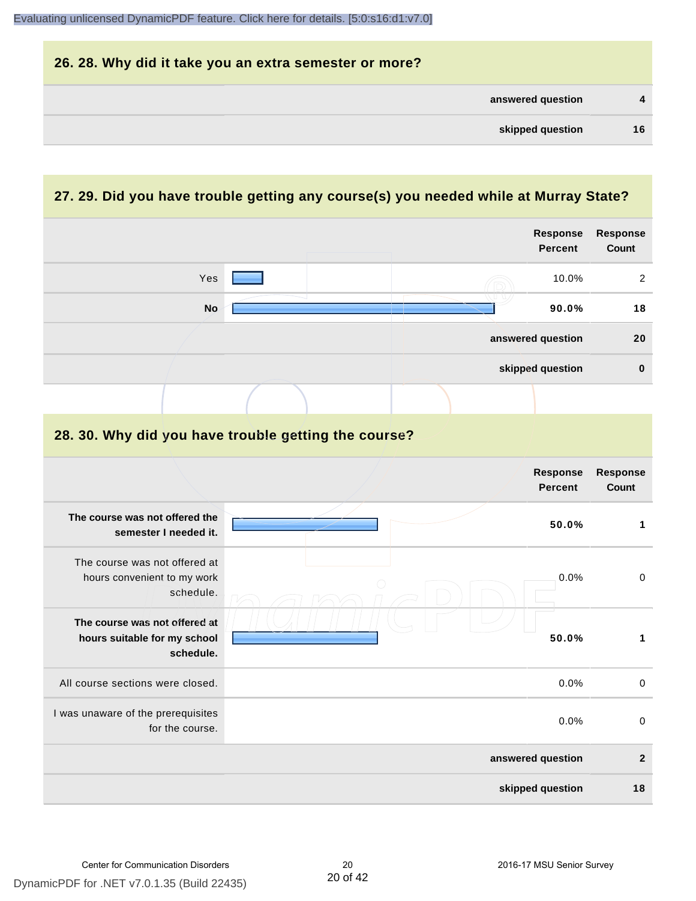## 26. 28. Why did it take you an extra semester or more?

| | |
|---|---|
| answered question | 4 |
| skipped question | 16 |

## 27. 29. Did you have trouble getting any course(s) you needed while at Murray State?

| | Response Percent | Response Count |
|---|---|---|
| Yes | 10.0% | 2 |
| **No** | **90.0%** | **18** |
| answered question | | 20 |
| skipped question | | 0 |

## 28. 30. Why did you have trouble getting the course?

| | Response Percent | Response Count |
|---|---|---|
| **The course was not offered the semester I needed it.** | **50.0%** | **1** |
| The course was not offered at hours convenient to my work schedule. | 0.0% | 0 |
| **The course was not offered at hours suitable for my school schedule.** | **50.0%** | **1** |
| All course sections were closed. | 0.0% | 0 |
| I was unaware of the prerequisites for the course. | 0.0% | 0 |
| answered question | | 2 |
| skipped question | | 18 |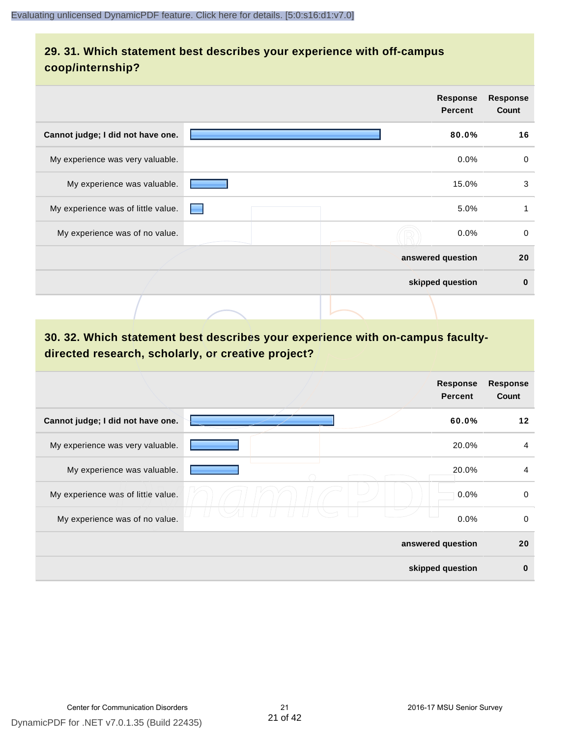## 29. 31. Which statement best describes your experience with off-campus coop/internship?

| | Response Percent | Response Count |
|---|---|---|
| **Cannot judge; I did not have one.** | **80.0%** | **16** |
| My experience was very valuable. | 0.0% | 0 |
| My experience was valuable. | 15.0% | 3 |
| My experience was of little value. | 5.0% | 1 |
| My experience was of no value. | 0.0% | 0 |
| | **answered question** | **20** |
| | **skipped question** | **0** |

## 30. 32. Which statement best describes your experience with on-campus faculty-directed research, scholarly, or creative project?

| | Response Percent | Response Count |
|---|---|---|
| **Cannot judge; I did not have one.** | **60.0%** | **12** |
| My experience was very valuable. | 20.0% | 4 |
| My experience was valuable. | 20.0% | 4 |
| My experience was of little value. | 0.0% | 0 |
| My experience was of no value. | 0.0% | 0 |
| | **answered question** | **20** |
| | **skipped question** | **0** |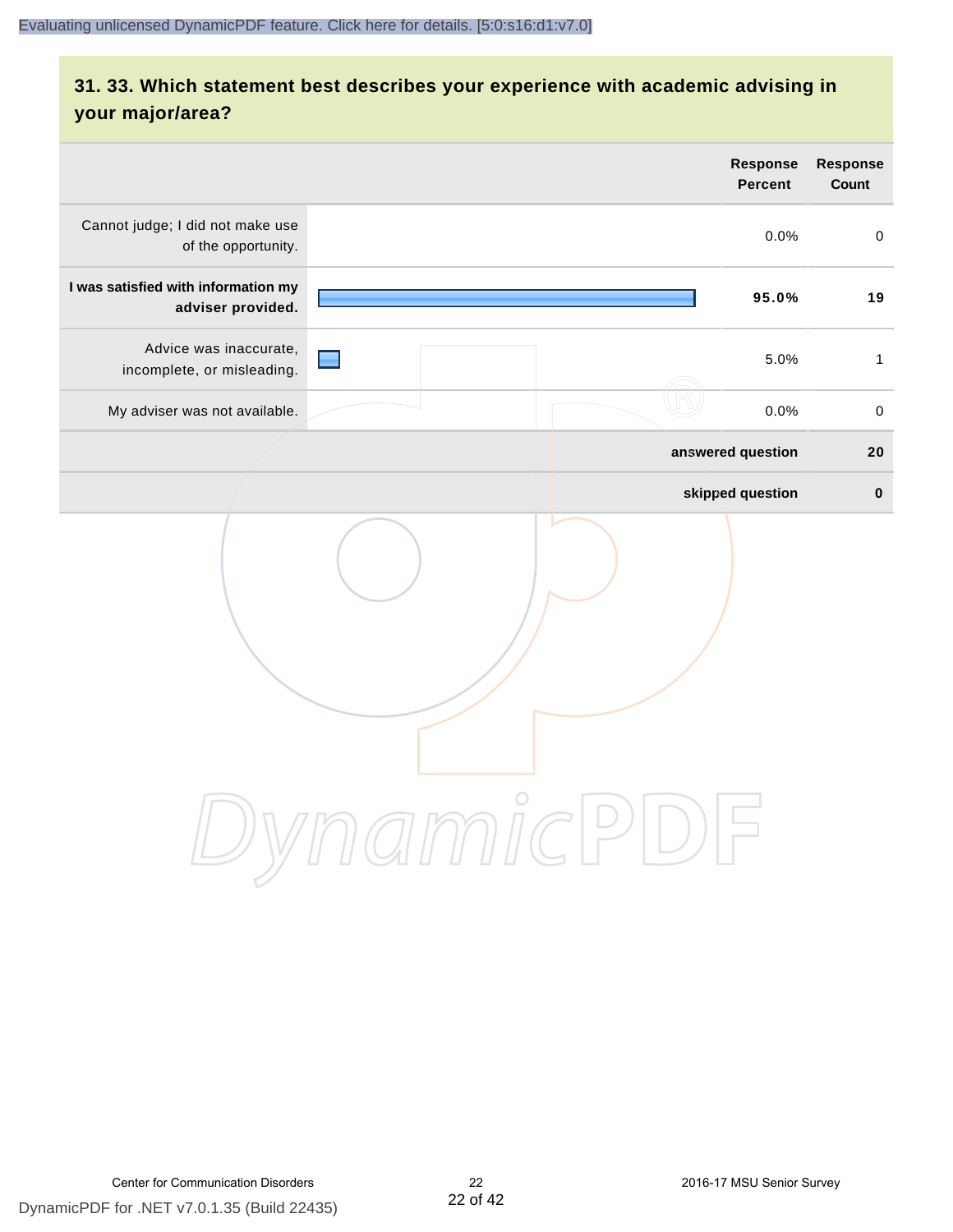## 31. 33. Which statement best describes your experience with academic advising in your major/area?

| | Response Percent | Response Count |
|---|---|---|
| Cannot judge; I did not make use of the opportunity. | 0.0% | 0 |
| **I was satisfied with information my adviser provided.** | **95.0%** | **19** |
| Advice was inaccurate, incomplete, or misleading. | 5.0% | 1 |
| My adviser was not available. | 0.0% | 0 |
| **answered question** | | **20** |
| **skipped question** | | **0** |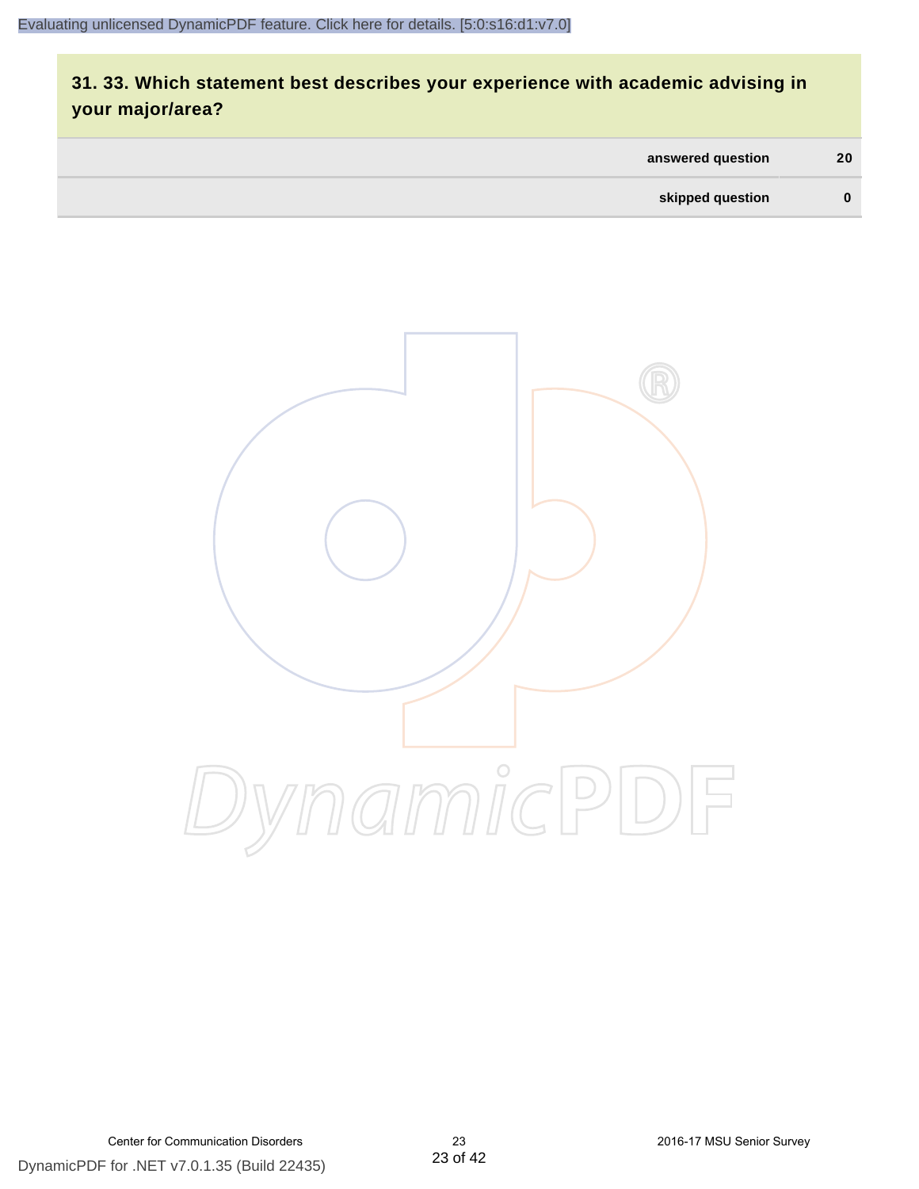## 31. 33. Which statement best describes your experience with academic advising in your major/area?

| | |
|---|---|
| answered question | 20 |
| skipped question | 0 |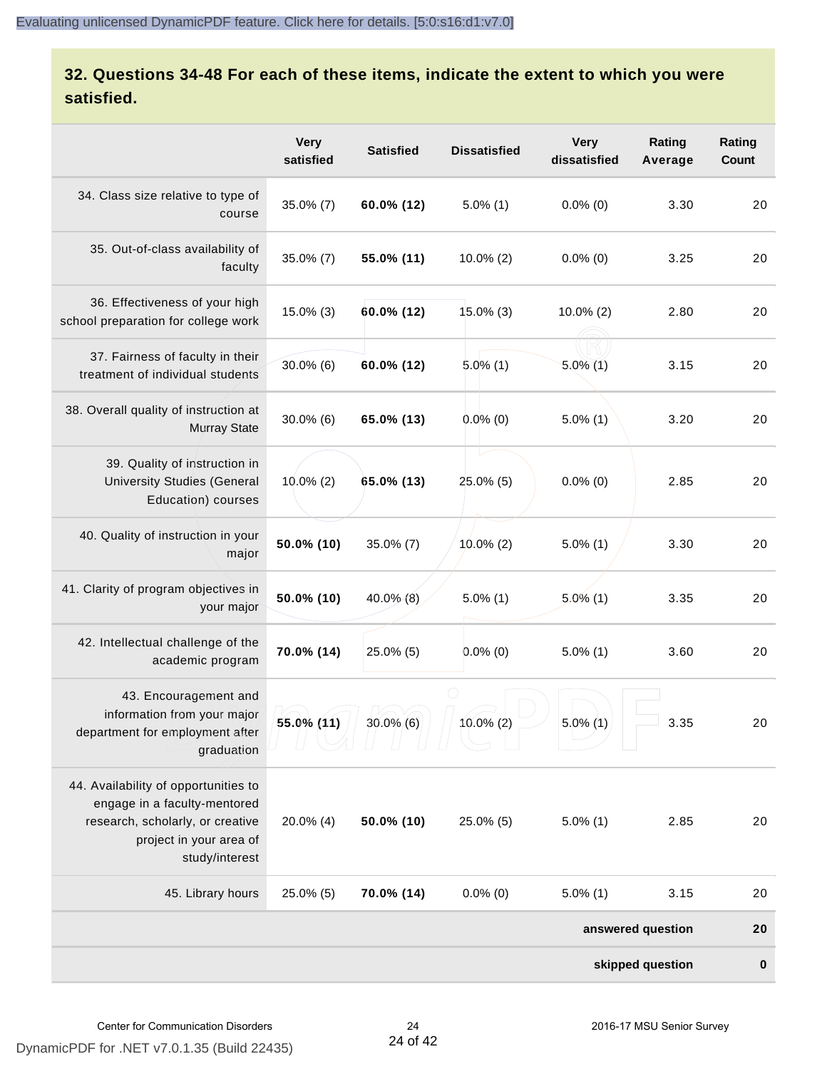## 32. Questions 34-48 For each of these items, indicate the extent to which you were satisfied.

| | Very satisfied | Satisfied | Dissatisfied | Very dissatisfied | Rating Average | Rating Count |
|---|---|---|---|---|---|---|
| 34. Class size relative to type of course | 35.0% (7) | **60.0% (12)** | 5.0% (1) | 0.0% (0) | 3.30 | 20 |
| 35. Out-of-class availability of faculty | 35.0% (7) | **55.0% (11)** | 10.0% (2) | 0.0% (0) | 3.25 | 20 |
| 36. Effectiveness of your high school preparation for college work | 15.0% (3) | **60.0% (12)** | 15.0% (3) | 10.0% (2) | 2.80 | 20 |
| 37. Fairness of faculty in their treatment of individual students | 30.0% (6) | **60.0% (12)** | 5.0% (1) | 5.0% (1) | 3.15 | 20 |
| 38. Overall quality of instruction at Murray State | 30.0% (6) | **65.0% (13)** | 0.0% (0) | 5.0% (1) | 3.20 | 20 |
| 39. Quality of instruction in University Studies (General Education) courses | 10.0% (2) | **65.0% (13)** | 25.0% (5) | 0.0% (0) | 2.85 | 20 |
| 40. Quality of instruction in your major | **50.0% (10)** | 35.0% (7) | 10.0% (2) | 5.0% (1) | 3.30 | 20 |
| 41. Clarity of program objectives in your major | **50.0% (10)** | 40.0% (8) | 5.0% (1) | 5.0% (1) | 3.35 | 20 |
| 42. Intellectual challenge of the academic program | **70.0% (14)** | 25.0% (5) | 0.0% (0) | 5.0% (1) | 3.60 | 20 |
| 43. Encouragement and information from your major department for employment after graduation | **55.0% (11)** | 30.0% (6) | 10.0% (2) | 5.0% (1) | 3.35 | 20 |
| 44. Availability of opportunities to engage in a faculty-mentored research, scholarly, or creative project in your area of study/interest | 20.0% (4) | **50.0% (10)** | 25.0% (5) | 5.0% (1) | 2.85 | 20 |
| 45. Library hours | 25.0% (5) | **70.0% (14)** | 0.0% (0) | 5.0% (1) | 3.15 | 20 |
| | | | | | **answered question** | **20** |
| | | | | | **skipped question** | **0** |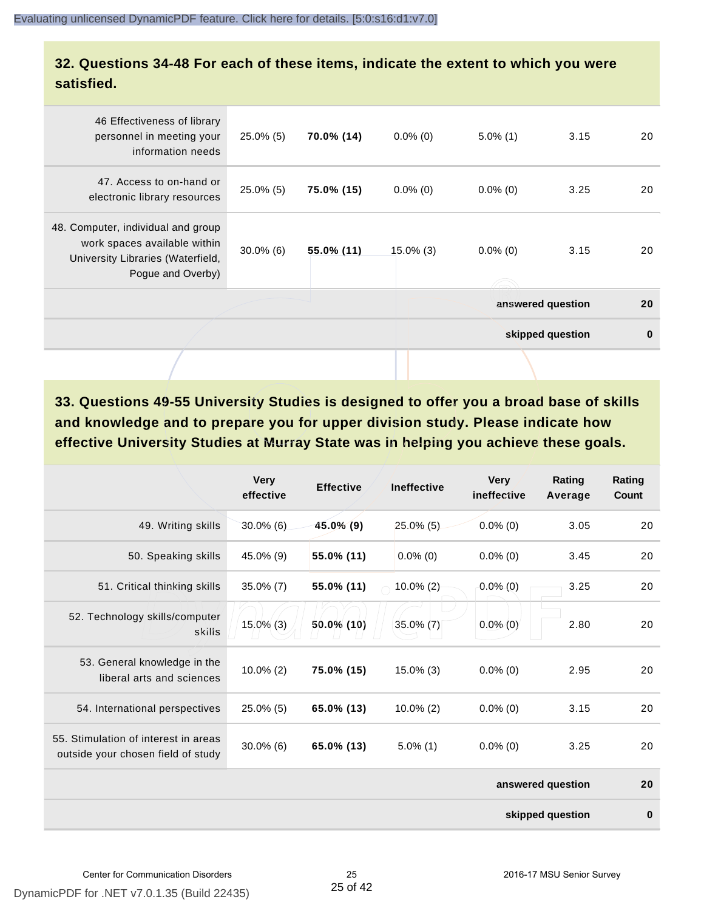## 32. Questions 34-48 For each of these items, indicate the extent to which you were satisfied.

| | | | | | | |
|---|---|---|---|---|---|---|
| 46 Effectiveness of library personnel in meeting your information needs | 25.0% (5) | **70.0% (14)** | 0.0% (0) | 5.0% (1) | 3.15 | 20 |
| 47. Access to on-hand or electronic library resources | 25.0% (5) | **75.0% (15)** | 0.0% (0) | 0.0% (0) | 3.25 | 20 |
| 48. Computer, individual and group work spaces available within University Libraries (Waterfield, Pogue and Overby) | 30.0% (6) | **55.0% (11)** | 15.0% (3) | 0.0% (0) | 3.15 | 20 |
| | | | | | **answered question** | **20** |
| | | | | | **skipped question** | **0** |

## 33. Questions 49-55 University Studies is designed to offer you a broad base of skills and knowledge and to prepare you for upper division study. Please indicate how effective University Studies at Murray State was in helping you achieve these goals.

| | Very effective | Effective | Ineffective | Very ineffective | Rating Average | Rating Count |
|---|---|---|---|---|---|---|
| 49. Writing skills | 30.0% (6) | **45.0% (9)** | 25.0% (5) | 0.0% (0) | 3.05 | 20 |
| 50. Speaking skills | 45.0% (9) | **55.0% (11)** | 0.0% (0) | 0.0% (0) | 3.45 | 20 |
| 51. Critical thinking skills | 35.0% (7) | **55.0% (11)** | 10.0% (2) | 0.0% (0) | 3.25 | 20 |
| 52. Technology skills/computer skills | 15.0% (3) | **50.0% (10)** | 35.0% (7) | 0.0% (0) | 2.80 | 20 |
| 53. General knowledge in the liberal arts and sciences | 10.0% (2) | **75.0% (15)** | 15.0% (3) | 0.0% (0) | 2.95 | 20 |
| 54. International perspectives | 25.0% (5) | **65.0% (13)** | 10.0% (2) | 0.0% (0) | 3.15 | 20 |
| 55. Stimulation of interest in areas outside your chosen field of study | 30.0% (6) | **65.0% (13)** | 5.0% (1) | 0.0% (0) | 3.25 | 20 |
| | | | | | **answered question** | **20** |
| | | | | | **skipped question** | **0** |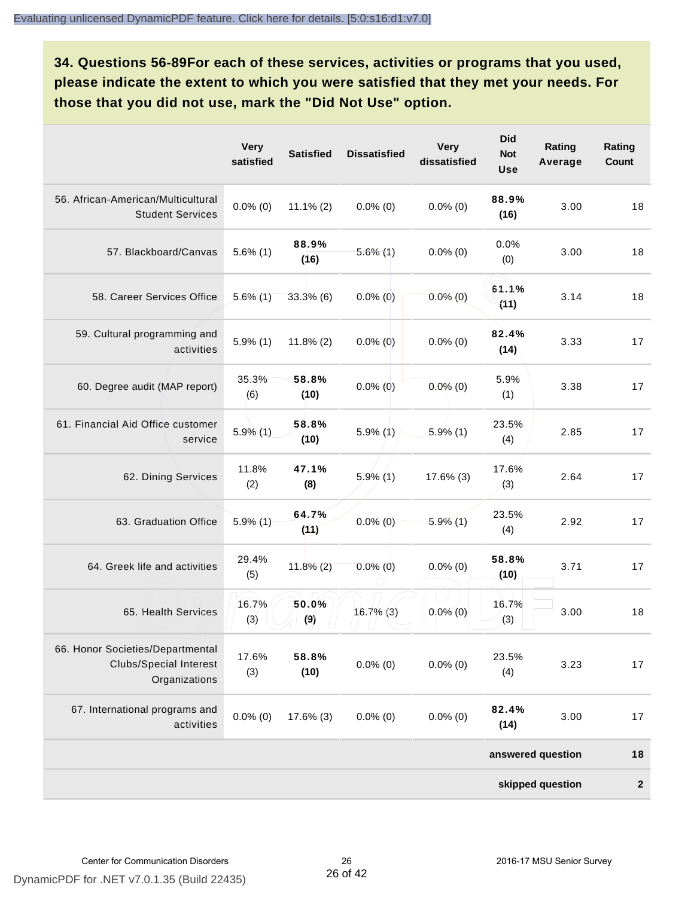**34. Questions 56-89For each of these services, activities or programs that you used, please indicate the extent to which you were satisfied that they met your needs. For those that you did not use, mark the "Did Not Use" option.**

| | Very satisfied | Satisfied | Dissatisfied | Very dissatisfied | Did Not Use | Rating Average | Rating Count |
|---|---|---|---|---|---|---|---|
| 56. African-American/Multicultural Student Services | 0.0% (0) | 11.1% (2) | 0.0% (0) | 0.0% (0) | **88.9% (16)** | 3.00 | 18 |
| 57. Blackboard/Canvas | 5.6% (1) | **88.9% (16)** | 5.6% (1) | 0.0% (0) | 0.0% (0) | 3.00 | 18 |
| 58. Career Services Office | 5.6% (1) | 33.3% (6) | 0.0% (0) | 0.0% (0) | **61.1% (11)** | 3.14 | 18 |
| 59. Cultural programming and activities | 5.9% (1) | 11.8% (2) | 0.0% (0) | 0.0% (0) | **82.4% (14)** | 3.33 | 17 |
| 60. Degree audit (MAP report) | 35.3% (6) | **58.8% (10)** | 0.0% (0) | 0.0% (0) | 5.9% (1) | 3.38 | 17 |
| 61. Financial Aid Office customer service | 5.9% (1) | **58.8% (10)** | 5.9% (1) | 5.9% (1) | 23.5% (4) | 2.85 | 17 |
| 62. Dining Services | 11.8% (2) | **47.1% (8)** | 5.9% (1) | 17.6% (3) | 17.6% (3) | 2.64 | 17 |
| 63. Graduation Office | 5.9% (1) | **64.7% (11)** | 0.0% (0) | 5.9% (1) | 23.5% (4) | 2.92 | 17 |
| 64. Greek life and activities | 29.4% (5) | 11.8% (2) | 0.0% (0) | 0.0% (0) | **58.8% (10)** | 3.71 | 17 |
| 65. Health Services | 16.7% (3) | **50.0% (9)** | 16.7% (3) | 0.0% (0) | 16.7% (3) | 3.00 | 18 |
| 66. Honor Societies/Departmental Clubs/Special Interest Organizations | 17.6% (3) | **58.8% (10)** | 0.0% (0) | 0.0% (0) | 23.5% (4) | 3.23 | 17 |
| 67. International programs and activities | 0.0% (0) | 17.6% (3) | 0.0% (0) | 0.0% (0) | **82.4% (14)** | 3.00 | 17 |
| | | | | | | **answered question** | **18** |
| | | | | | | **skipped question** | **2** |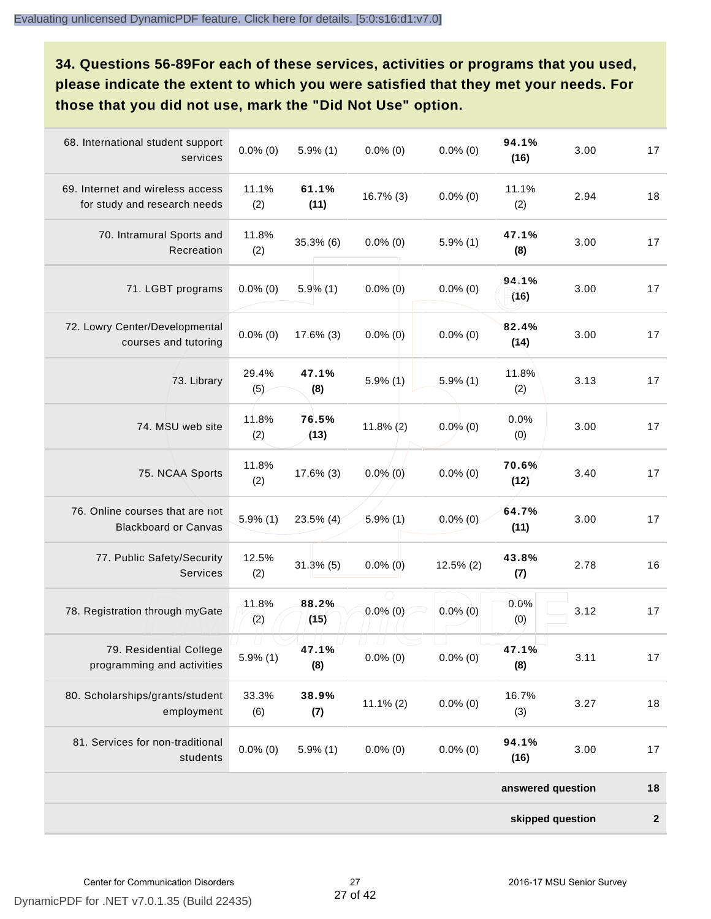## 34. Questions 56-89For each of these services, activities or programs that you used, please indicate the extent to which you were satisfied that they met your needs. For those that you did not use, mark the "Did Not Use" option.

| | | | | | | | |
|---|---|---|---|---|---|---|---|
| 68. International student support services | 0.0% (0) | 5.9% (1) | 0.0% (0) | 0.0% (0) | **94.1% (16)** | 3.00 | 17 |
| 69. Internet and wireless access for study and research needs | 11.1% (2) | **61.1% (11)** | 16.7% (3) | 0.0% (0) | 11.1% (2) | 2.94 | 18 |
| 70. Intramural Sports and Recreation | 11.8% (2) | 35.3% (6) | 0.0% (0) | 5.9% (1) | **47.1% (8)** | 3.00 | 17 |
| 71. LGBT programs | 0.0% (0) | 5.9% (1) | 0.0% (0) | 0.0% (0) | **94.1% (16)** | 3.00 | 17 |
| 72. Lowry Center/Developmental courses and tutoring | 0.0% (0) | 17.6% (3) | 0.0% (0) | 0.0% (0) | **82.4% (14)** | 3.00 | 17 |
| 73. Library | 29.4% (5) | **47.1% (8)** | 5.9% (1) | 5.9% (1) | 11.8% (2) | 3.13 | 17 |
| 74. MSU web site | 11.8% (2) | **76.5% (13)** | 11.8% (2) | 0.0% (0) | 0.0% (0) | 3.00 | 17 |
| 75. NCAA Sports | 11.8% (2) | 17.6% (3) | 0.0% (0) | 0.0% (0) | **70.6% (12)** | 3.40 | 17 |
| 76. Online courses that are not Blackboard or Canvas | 5.9% (1) | 23.5% (4) | 5.9% (1) | 0.0% (0) | **64.7% (11)** | 3.00 | 17 |
| 77. Public Safety/Security Services | 12.5% (2) | 31.3% (5) | 0.0% (0) | 12.5% (2) | **43.8% (7)** | 2.78 | 16 |
| 78. Registration through myGate | 11.8% (2) | **88.2% (15)** | 0.0% (0) | 0.0% (0) | 0.0% (0) | 3.12 | 17 |
| 79. Residential College programming and activities | 5.9% (1) | **47.1% (8)** | 0.0% (0) | 0.0% (0) | **47.1% (8)** | 3.11 | 17 |
| 80. Scholarships/grants/student employment | 33.3% (6) | **38.9% (7)** | 11.1% (2) | 0.0% (0) | 16.7% (3) | 3.27 | 18 |
| 81. Services for non-traditional students | 0.0% (0) | 5.9% (1) | 0.0% (0) | 0.0% (0) | **94.1% (16)** | 3.00 | 17 |
| | | | | | | **answered question** | **18** |
| | | | | | | **skipped question** | **2** |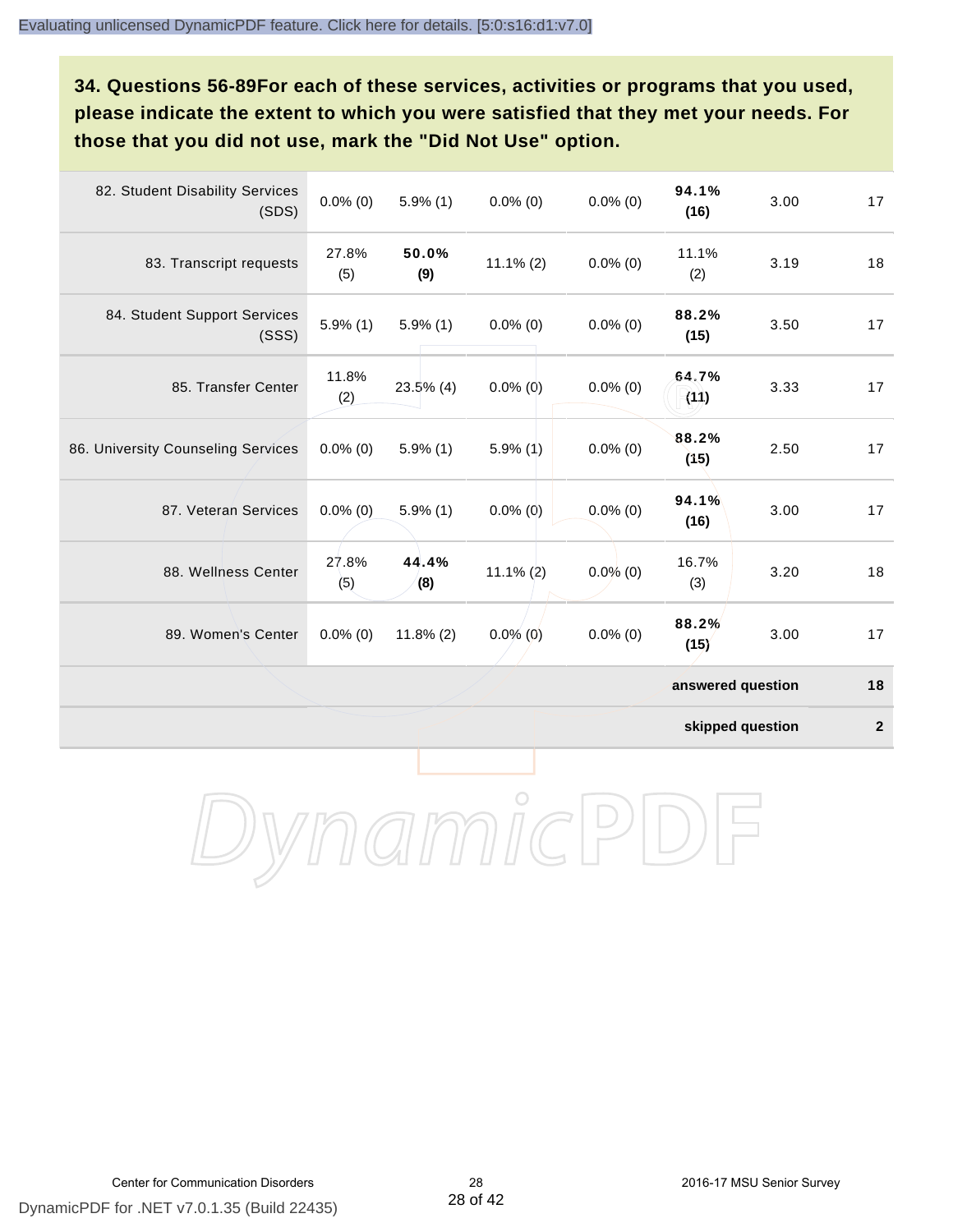**34. Questions 56-89For each of these services, activities or programs that you used, please indicate the extent to which you were satisfied that they met your needs. For those that you did not use, mark the "Did Not Use" option.**

| | | | | | | | |
|---|---|---|---|---|---|---|---|
| 82. Student Disability Services (SDS) | 0.0% (0) | 5.9% (1) | 0.0% (0) | 0.0% (0) | **94.1% (16)** | 3.00 | 17 |
| 83. Transcript requests | 27.8% (5) | **50.0% (9)** | 11.1% (2) | 0.0% (0) | 11.1% (2) | 3.19 | 18 |
| 84. Student Support Services (SSS) | 5.9% (1) | 5.9% (1) | 0.0% (0) | 0.0% (0) | **88.2% (15)** | 3.50 | 17 |
| 85. Transfer Center | 11.8% (2) | 23.5% (4) | 0.0% (0) | 0.0% (0) | **64.7% (11)** | 3.33 | 17 |
| 86. University Counseling Services | 0.0% (0) | 5.9% (1) | 5.9% (1) | 0.0% (0) | **88.2% (15)** | 2.50 | 17 |
| 87. Veteran Services | 0.0% (0) | 5.9% (1) | 0.0% (0) | 0.0% (0) | **94.1% (16)** | 3.00 | 17 |
| 88. Wellness Center | 27.8% (5) | **44.4% (8)** | 11.1% (2) | 0.0% (0) | 16.7% (3) | 3.20 | 18 |
| 89. Women's Center | 0.0% (0) | 11.8% (2) | 0.0% (0) | 0.0% (0) | **88.2% (15)** | 3.00 | 17 |
| | | | | | | **answered question** | **18** |
| | | | | | | **skipped question** | **2** |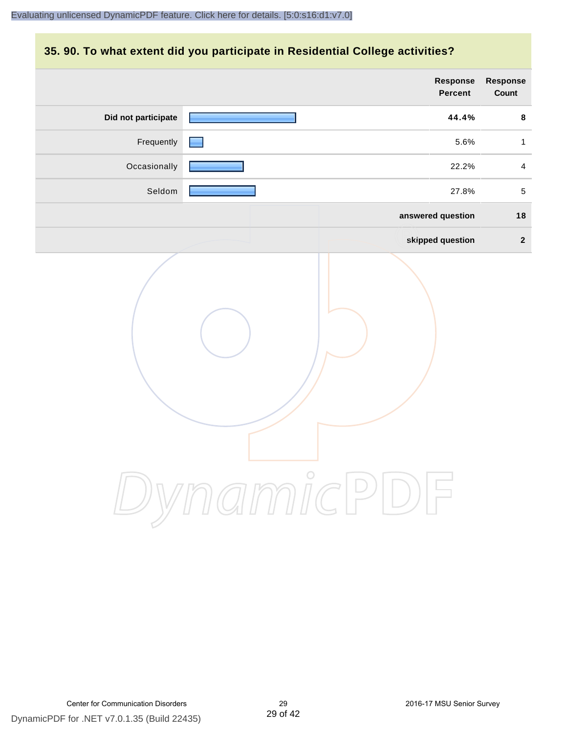## 35. 90. To what extent did you participate in Residential College activities?

| | Response Percent | Response Count |
|---|---|---|
| **Did not participate** | **44.4%** | **8** |
| Frequently | 5.6% | 1 |
| Occasionally | 22.2% | 4 |
| Seldom | 27.8% | 5 |
| | **answered question** | **18** |
| | **skipped question** | **2** |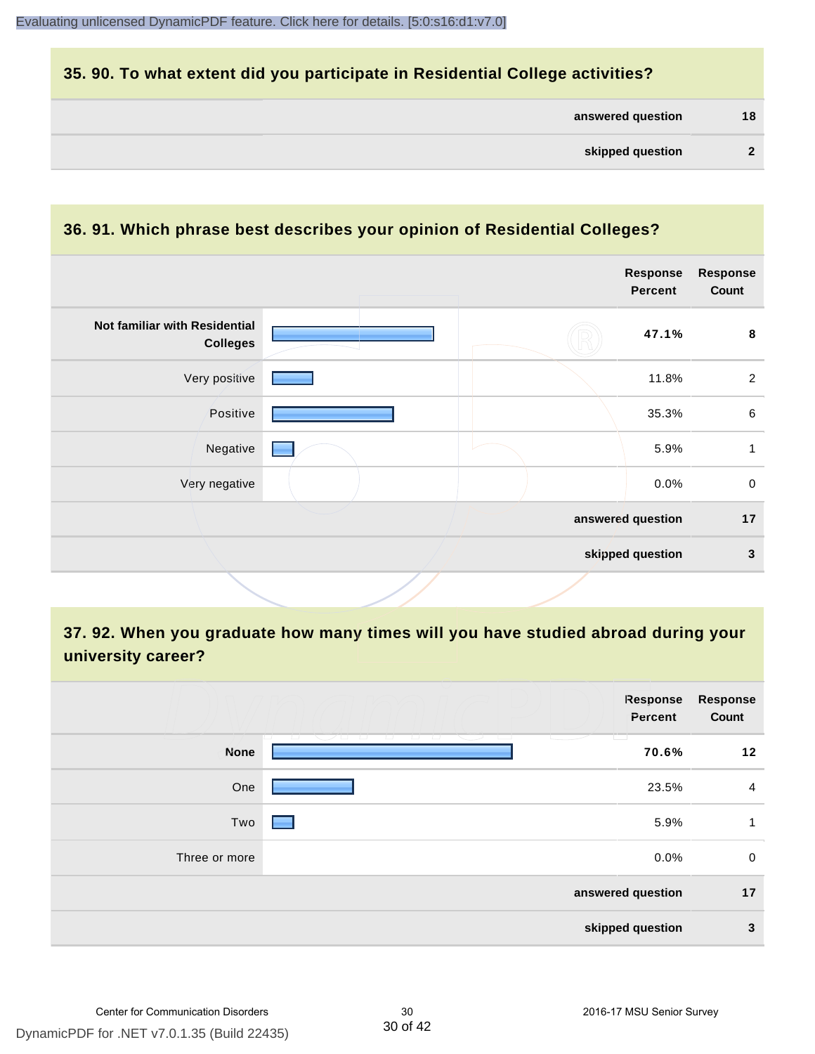## 35. 90. To what extent did you participate in Residential College activities?

| | |
|---|---|
| answered question | 18 |
| skipped question | 2 |

## 36. 91. Which phrase best describes your opinion of Residential Colleges?

| | Response Percent | Response Count |
|---|---|---|
| **Not familiar with Residential Colleges** | **47.1%** | **8** |
| Very positive | 11.8% | 2 |
| Positive | 35.3% | 6 |
| Negative | 5.9% | 1 |
| Very negative | 0.0% | 0 |
| answered question | | 17 |
| skipped question | | 3 |

## 37. 92. When you graduate how many times will you have studied abroad during your university career?

| | Response Percent | Response Count |
|---|---|---|
| **None** | **70.6%** | **12** |
| One | 23.5% | 4 |
| Two | 5.9% | 1 |
| Three or more | 0.0% | 0 |
| answered question | | 17 |
| skipped question | | 3 |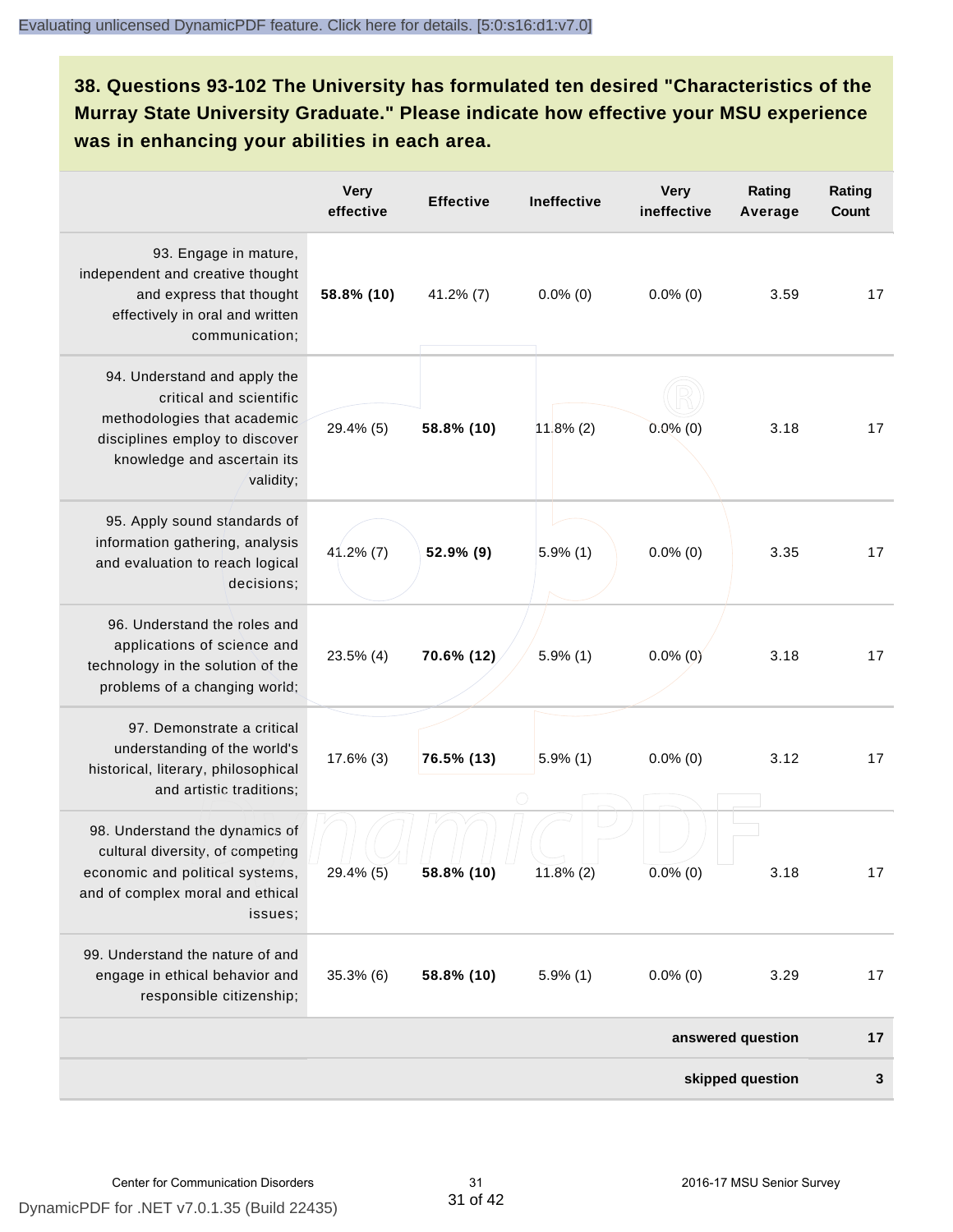**38. Questions 93-102 The University has formulated ten desired "Characteristics of the Murray State University Graduate." Please indicate how effective your MSU experience was in enhancing your abilities in each area.**

| | Very effective | Effective | Ineffective | Very ineffective | Rating Average | Rating Count |
|---|---|---|---|---|---|---|
| 93. Engage in mature, independent and creative thought and express that thought effectively in oral and written communication; | **58.8% (10)** | 41.2% (7) | 0.0% (0) | 0.0% (0) | 3.59 | 17 |
| 94. Understand and apply the critical and scientific methodologies that academic disciplines employ to discover knowledge and ascertain its validity; | 29.4% (5) | **58.8% (10)** | 11.8% (2) | 0.0% (0) | 3.18 | 17 |
| 95. Apply sound standards of information gathering, analysis and evaluation to reach logical decisions; | 41.2% (7) | **52.9% (9)** | 5.9% (1) | 0.0% (0) | 3.35 | 17 |
| 96. Understand the roles and applications of science and technology in the solution of the problems of a changing world; | 23.5% (4) | **70.6% (12)** | 5.9% (1) | 0.0% (0) | 3.18 | 17 |
| 97. Demonstrate a critical understanding of the world's historical, literary, philosophical and artistic traditions; | 17.6% (3) | **76.5% (13)** | 5.9% (1) | 0.0% (0) | 3.12 | 17 |
| 98. Understand the dynamics of cultural diversity, of competing economic and political systems, and of complex moral and ethical issues; | 29.4% (5) | **58.8% (10)** | 11.8% (2) | 0.0% (0) | 3.18 | 17 |
| 99. Understand the nature of and engage in ethical behavior and responsible citizenship; | 35.3% (6) | **58.8% (10)** | 5.9% (1) | 0.0% (0) | 3.29 | 17 |
| | | | | | **answered question** | **17** |
| | | | | | **skipped question** | **3** |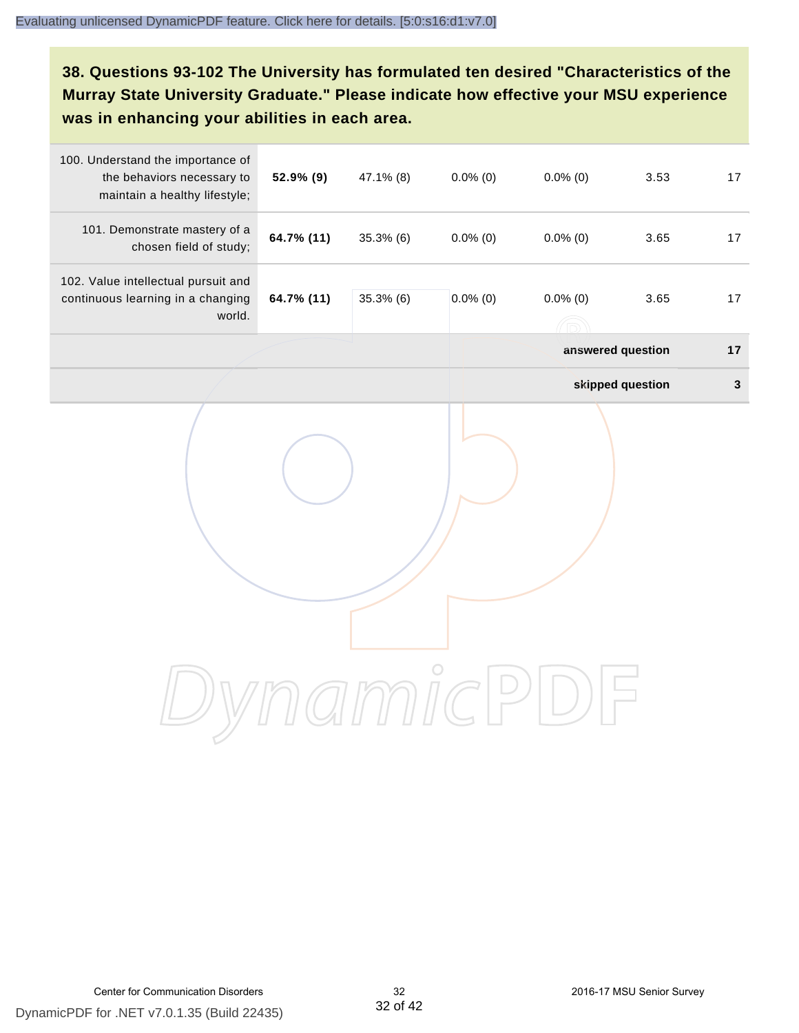### 38. Questions 93-102 The University has formulated ten desired "Characteristics of the Murray State University Graduate." Please indicate how effective your MSU experience was in enhancing your abilities in each area.

| | | | | | | |
|---|---|---|---|---|---|---|
| 100. Understand the importance of the behaviors necessary to maintain a healthy lifestyle; | **52.9% (9)** | 47.1% (8) | 0.0% (0) | 0.0% (0) | 3.53 | 17 |
| 101. Demonstrate mastery of a chosen field of study; | **64.7% (11)** | 35.3% (6) | 0.0% (0) | 0.0% (0) | 3.65 | 17 |
| 102. Value intellectual pursuit and continuous learning in a changing world. | **64.7% (11)** | 35.3% (6) | 0.0% (0) | 0.0% (0) | 3.65 | 17 |
| | | | | | **answered question** | **17** |
| | | | | | **skipped question** | **3** |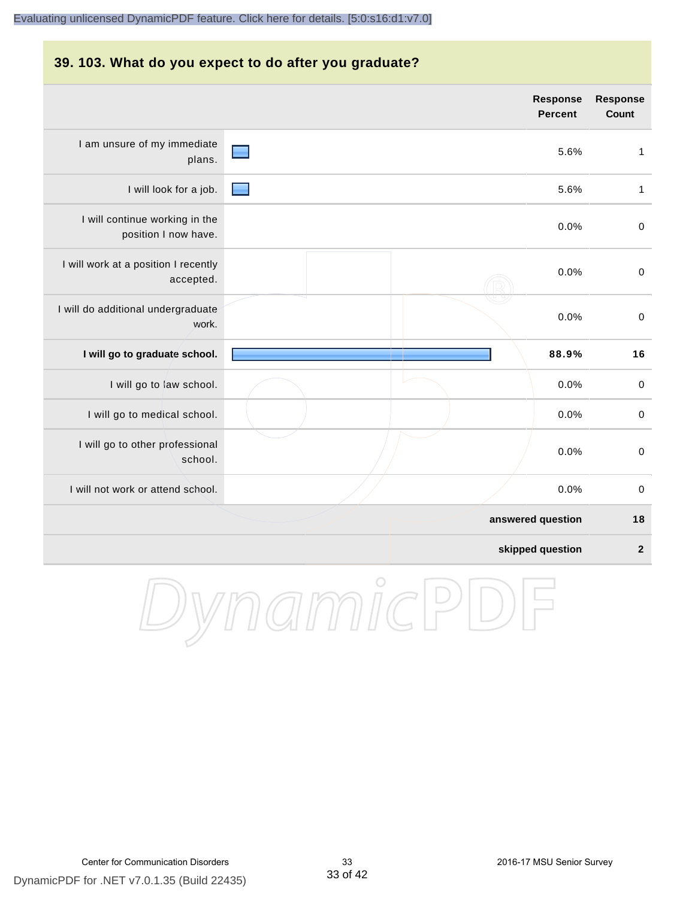## 39. 103. What do you expect to do after you graduate?

| | Response Percent | Response Count |
|---|---|---|
| I am unsure of my immediate plans. | 5.6% | 1 |
| I will look for a job. | 5.6% | 1 |
| I will continue working in the position I now have. | 0.0% | 0 |
| I will work at a position I recently accepted. | 0.0% | 0 |
| I will do additional undergraduate work. | 0.0% | 0 |
| **I will go to graduate school.** | **88.9%** | **16** |
| I will go to law school. | 0.0% | 0 |
| I will go to medical school. | 0.0% | 0 |
| I will go to other professional school. | 0.0% | 0 |
| I will not work or attend school. | 0.0% | 0 |
| | **answered question** | **18** |
| | **skipped question** | **2** |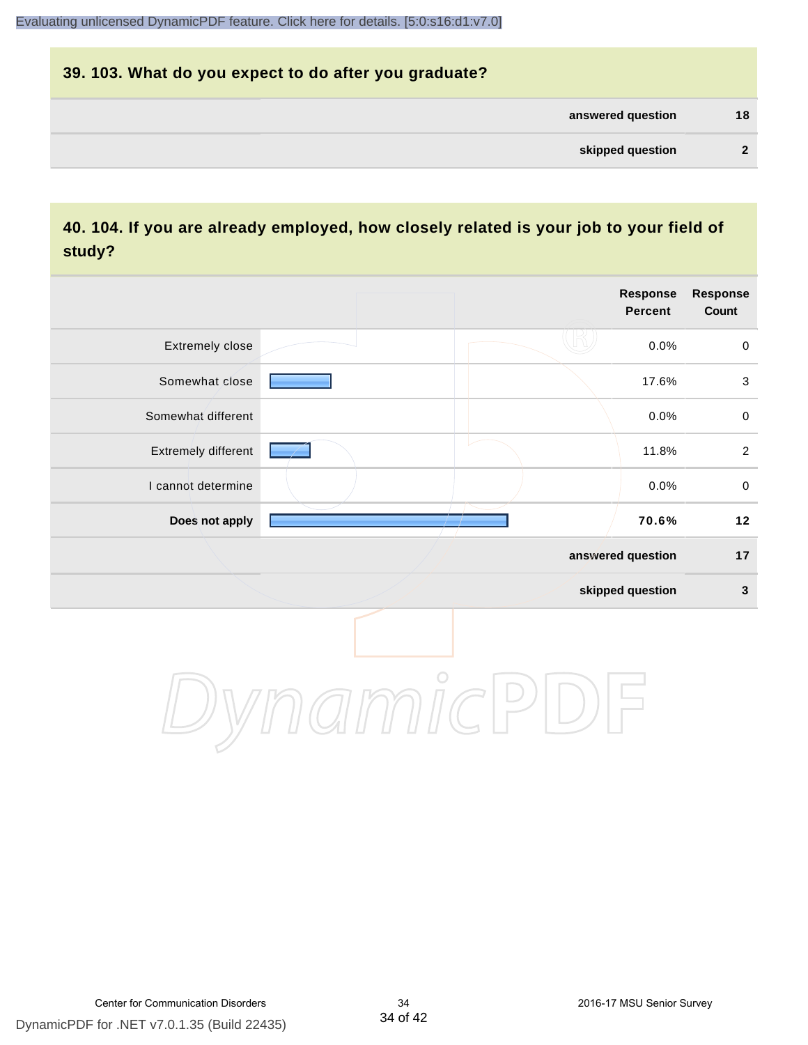## 39. 103. What do you expect to do after you graduate?

| | |
|---|---|
| answered question | 18 |
| skipped question | 2 |

## 40. 104. If you are already employed, how closely related is your job to your field of study?

| | Response Percent | Response Count |
|---|---|---|
| Extremely close | 0.0% | 0 |
| Somewhat close | 17.6% | 3 |
| Somewhat different | 0.0% | 0 |
| Extremely different | 11.8% | 2 |
| I cannot determine | 0.0% | 0 |
| **Does not apply** | **70.6%** | **12** |
| answered question | | 17 |
| skipped question | | 3 |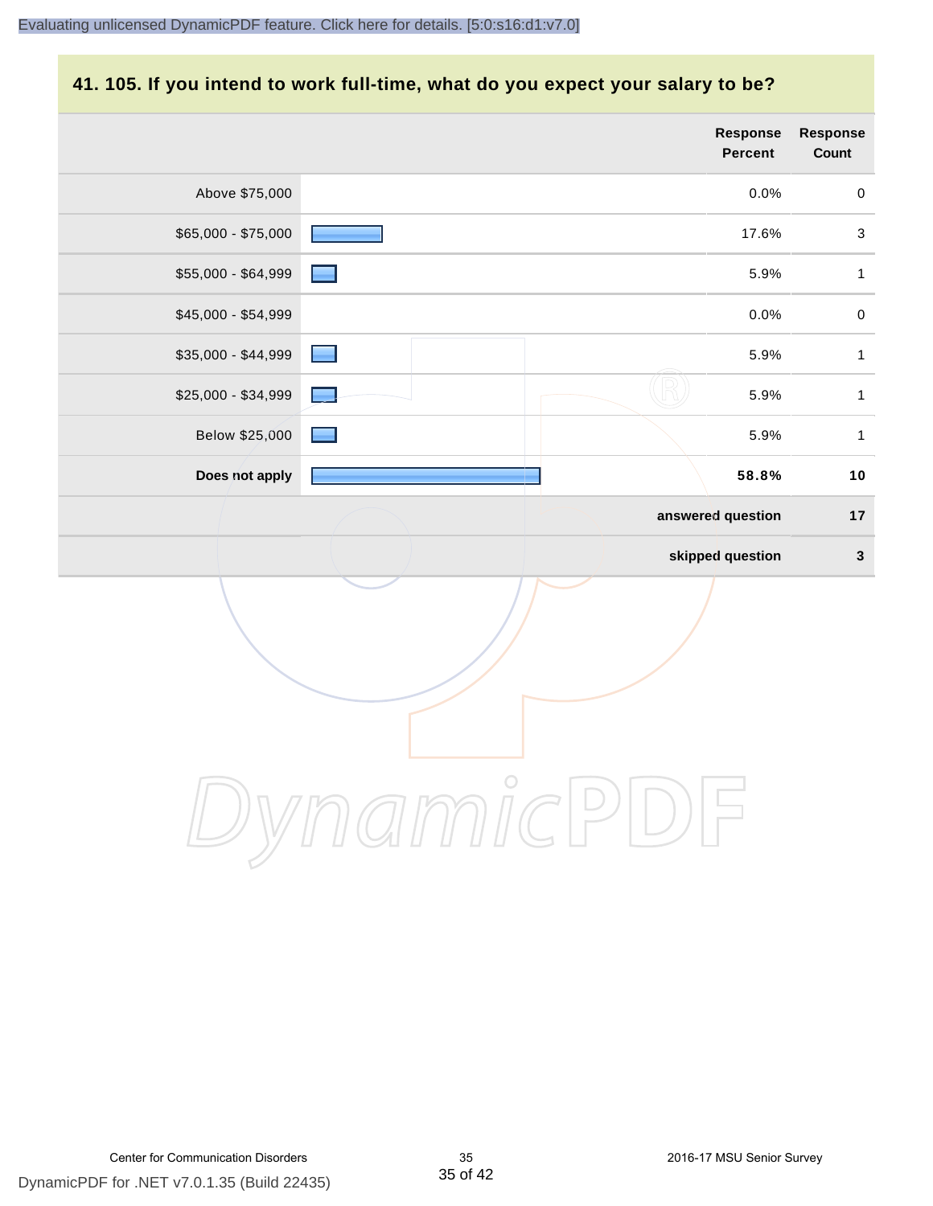## 41. 105. If you intend to work full-time, what do you expect your salary to be?

| | Response Percent | Response Count |
|---|---|---|
| Above $75,000 | 0.0% | 0 |
| $65,000 - $75,000 | 17.6% | 3 |
| $55,000 - $64,999 | 5.9% | 1 |
| $45,000 - $54,999 | 0.0% | 0 |
| $35,000 - $44,999 | 5.9% | 1 |
| $25,000 - $34,999 | 5.9% | 1 |
| Below $25,000 | 5.9% | 1 |
| **Does not apply** | **58.8%** | **10** |
| | **answered question** | **17** |
| | **skipped question** | **3** |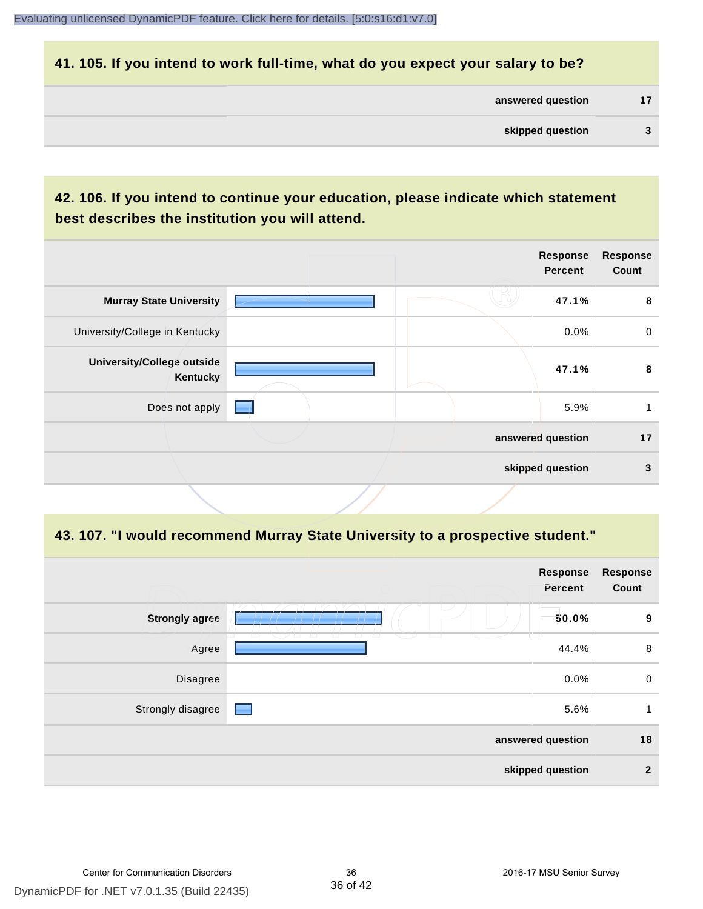## 41. 105. If you intend to work full-time, what do you expect your salary to be?

| | |
|---|---|
| answered question | 17 |
| skipped question | 3 |

## 42. 106. If you intend to continue your education, please indicate which statement best describes the institution you will attend.

| | Response Percent | Response Count |
|---|---|---|
| **Murray State University** | **47.1%** | **8** |
| University/College in Kentucky | 0.0% | 0 |
| **University/College outside Kentucky** | **47.1%** | **8** |
| Does not apply | 5.9% | 1 |
| | answered question | 17 |
| | skipped question | 3 |

## 43. 107. "I would recommend Murray State University to a prospective student."

| | Response Percent | Response Count |
|---|---|---|
| **Strongly agree** | **50.0%** | **9** |
| Agree | 44.4% | 8 |
| Disagree | 0.0% | 0 |
| Strongly disagree | 5.6% | 1 |
| | answered question | 18 |
| | skipped question | 2 |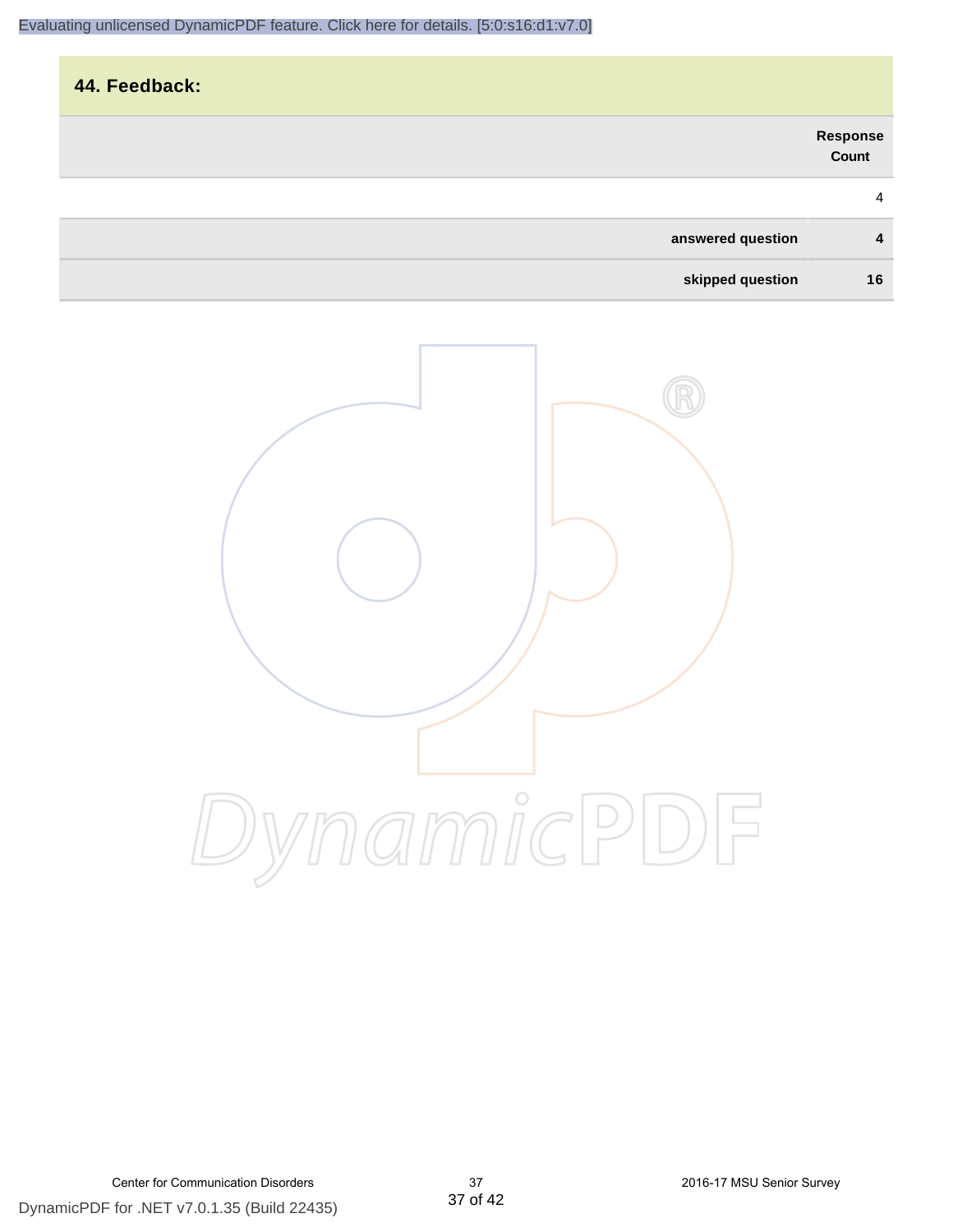## 44. Feedback:

| | Response Count |
|---|---|
| | 4 |
| **answered question** | **4** |
| **skipped question** | **16** |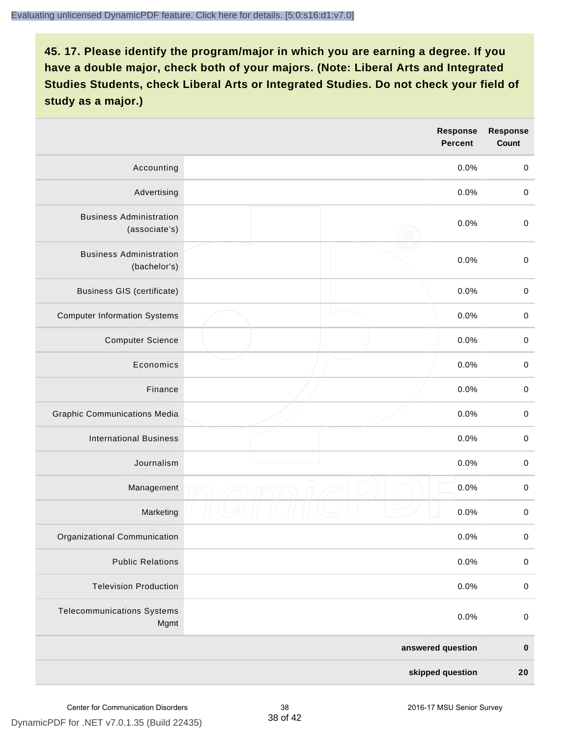## 45. 17. Please identify the program/major in which you are earning a degree. If you have a double major, check both of your majors. (Note: Liberal Arts and Integrated Studies Students, check Liberal Arts or Integrated Studies. Do not check your field of study as a major.)

| | | Response Percent | Response Count |
|---|---|---|---|
| Accounting | | 0.0% | 0 |
| Advertising | | 0.0% | 0 |
| Business Administration (associate's) | | 0.0% | 0 |
| Business Administration (bachelor's) | | 0.0% | 0 |
| Business GIS (certificate) | | 0.0% | 0 |
| Computer Information Systems | | 0.0% | 0 |
| Computer Science | | 0.0% | 0 |
| Economics | | 0.0% | 0 |
| Finance | | 0.0% | 0 |
| Graphic Communications Media | | 0.0% | 0 |
| International Business | | 0.0% | 0 |
| Journalism | | 0.0% | 0 |
| Management | | 0.0% | 0 |
| Marketing | | 0.0% | 0 |
| Organizational Communication | | 0.0% | 0 |
| Public Relations | | 0.0% | 0 |
| Television Production | | 0.0% | 0 |
| Telecommunications Systems Mgmt | | 0.0% | 0 |
| | | **answered question** | **0** |
| | | **skipped question** | **20** |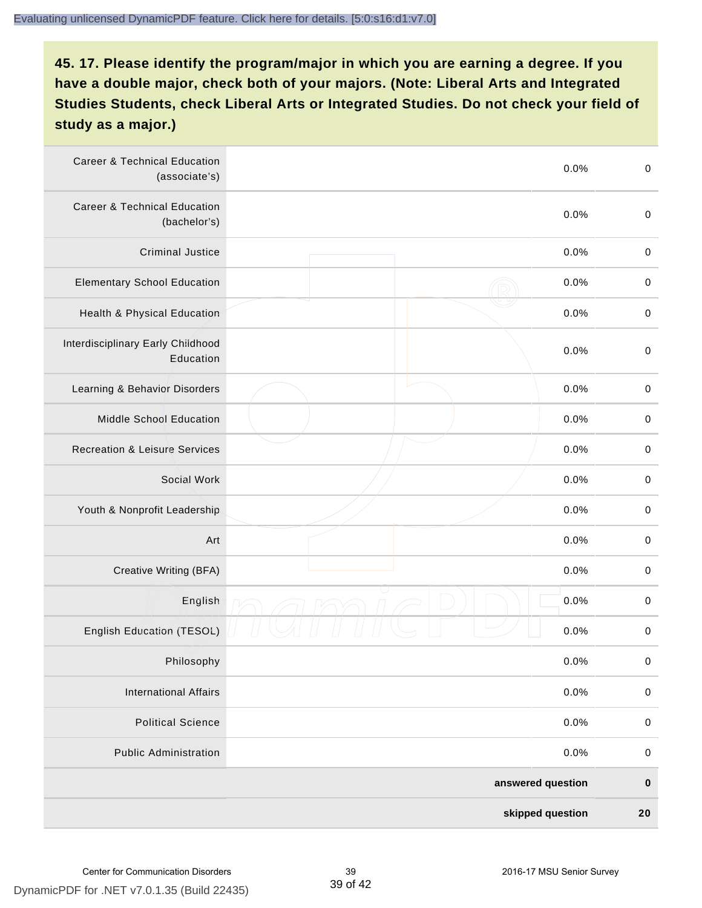## 45. 17. Please identify the program/major in which you are earning a degree. If you have a double major, check both of your majors. (Note: Liberal Arts and Integrated Studies Students, check Liberal Arts or Integrated Studies. Do not check your field of study as a major.)

| | | | |
|---|---|---|---|
| Career & Technical Education (associate's) | | 0.0% | 0 |
| Career & Technical Education (bachelor's) | | 0.0% | 0 |
| Criminal Justice | | 0.0% | 0 |
| Elementary School Education | | 0.0% | 0 |
| Health & Physical Education | | 0.0% | 0 |
| Interdisciplinary Early Childhood Education | | 0.0% | 0 |
| Learning & Behavior Disorders | | 0.0% | 0 |
| Middle School Education | | 0.0% | 0 |
| Recreation & Leisure Services | | 0.0% | 0 |
| Social Work | | 0.0% | 0 |
| Youth & Nonprofit Leadership | | 0.0% | 0 |
| Art | | 0.0% | 0 |
| Creative Writing (BFA) | | 0.0% | 0 |
| English | | 0.0% | 0 |
| English Education (TESOL) | | 0.0% | 0 |
| Philosophy | | 0.0% | 0 |
| International Affairs | | 0.0% | 0 |
| Political Science | | 0.0% | 0 |
| Public Administration | | 0.0% | 0 |
| | | **answered question** | **0** |
| | | **skipped question** | **20** |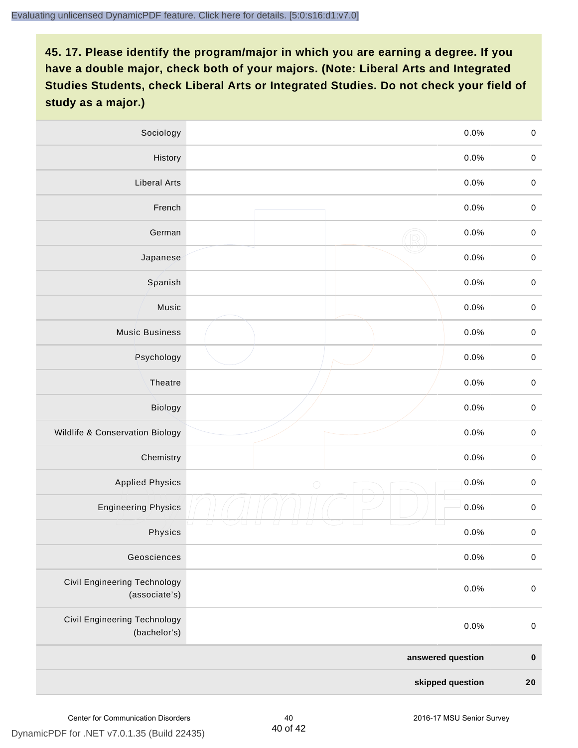## 45. 17. Please identify the program/major in which you are earning a degree. If you have a double major, check both of your majors. (Note: Liberal Arts and Integrated Studies Students, check Liberal Arts or Integrated Studies. Do not check your field of study as a major.)

| | | | |
|---|---|---|---|
| Sociology | | 0.0% | 0 |
| History | | 0.0% | 0 |
| Liberal Arts | | 0.0% | 0 |
| French | | 0.0% | 0 |
| German | | 0.0% | 0 |
| Japanese | | 0.0% | 0 |
| Spanish | | 0.0% | 0 |
| Music | | 0.0% | 0 |
| Music Business | | 0.0% | 0 |
| Psychology | | 0.0% | 0 |
| Theatre | | 0.0% | 0 |
| Biology | | 0.0% | 0 |
| Wildlife & Conservation Biology | | 0.0% | 0 |
| Chemistry | | 0.0% | 0 |
| Applied Physics | | 0.0% | 0 |
| Engineering Physics | | 0.0% | 0 |
| Physics | | 0.0% | 0 |
| Geosciences | | 0.0% | 0 |
| Civil Engineering Technology (associate's) | | 0.0% | 0 |
| Civil Engineering Technology (bachelor's) | | 0.0% | 0 |
| | | **answered question** | **0** |
| | | **skipped question** | **20** |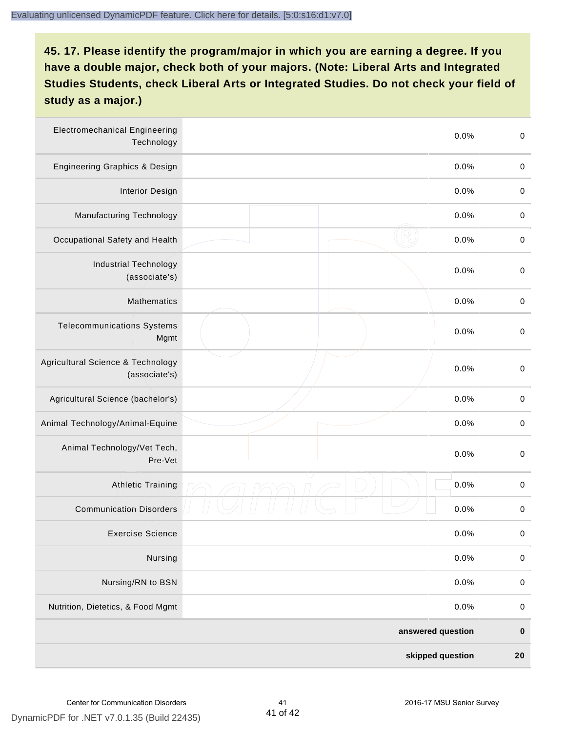## 45. 17. Please identify the program/major in which you are earning a degree. If you have a double major, check both of your majors. (Note: Liberal Arts and Integrated Studies Students, check Liberal Arts or Integrated Studies. Do not check your field of study as a major.)

| | | | |
|---|---|---|---|
| Electromechanical Engineering Technology | | 0.0% | 0 |
| Engineering Graphics & Design | | 0.0% | 0 |
| Interior Design | | 0.0% | 0 |
| Manufacturing Technology | | 0.0% | 0 |
| Occupational Safety and Health | | 0.0% | 0 |
| Industrial Technology (associate’s) | | 0.0% | 0 |
| Mathematics | | 0.0% | 0 |
| Telecommunications Systems Mgmt | | 0.0% | 0 |
| Agricultural Science & Technology (associate's) | | 0.0% | 0 |
| Agricultural Science (bachelor's) | | 0.0% | 0 |
| Animal Technology/Animal-Equine | | 0.0% | 0 |
| Animal Technology/Vet Tech, Pre-Vet | | 0.0% | 0 |
| Athletic Training | | 0.0% | 0 |
| Communication Disorders | | 0.0% | 0 |
| Exercise Science | | 0.0% | 0 |
| Nursing | | 0.0% | 0 |
| Nursing/RN to BSN | | 0.0% | 0 |
| Nutrition, Dietetics, & Food Mgmt | | 0.0% | 0 |
| | | **answered question** | **0** |
| | | **skipped question** | **20** |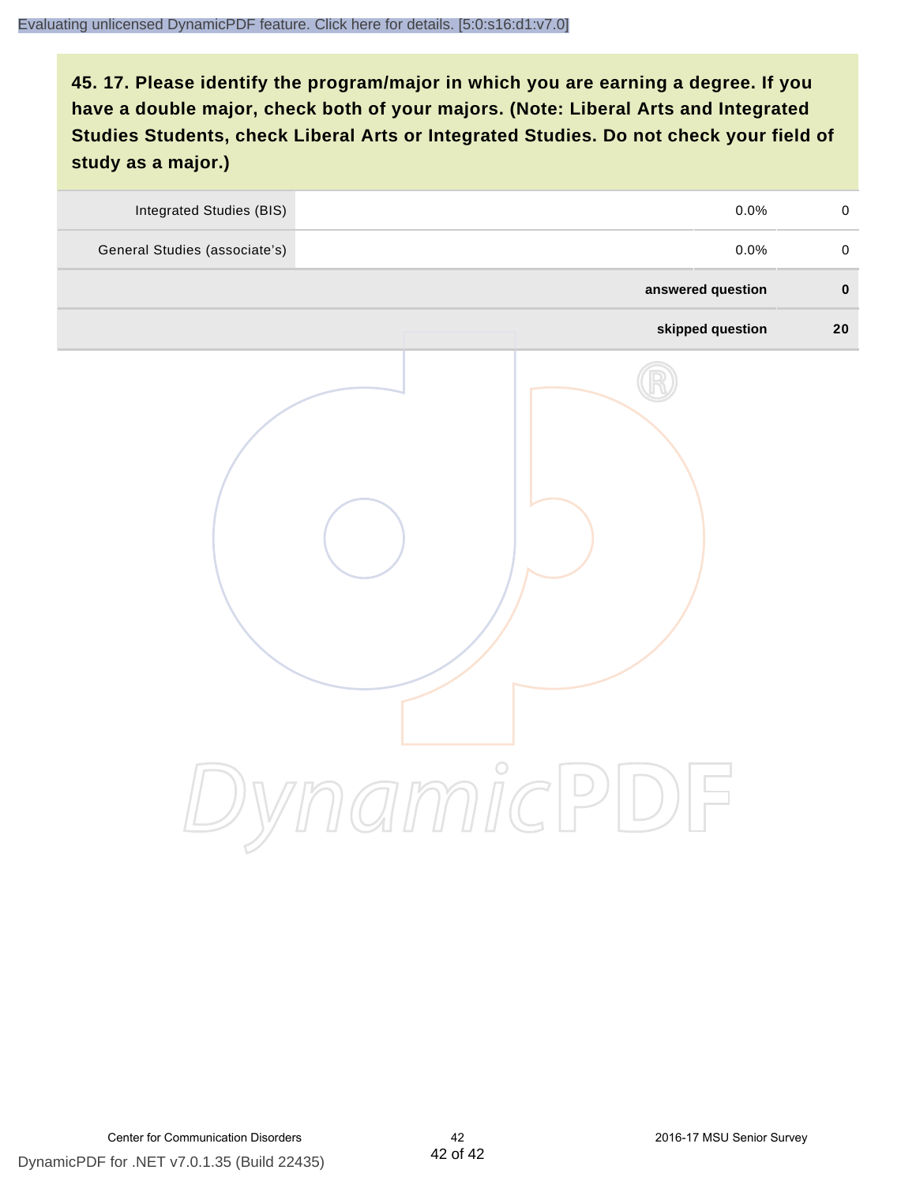**45. 17. Please identify the program/major in which you are earning a degree. If you have a double major, check both of your majors. (Note: Liberal Arts and Integrated Studies Students, check Liberal Arts or Integrated Studies. Do not check your field of study as a major.)**

| | | | |
|---|---|---|---|
| Integrated Studies (BIS) | | 0.0% | 0 |
| General Studies (associate's) | | 0.0% | 0 |
| | | **answered question** | **0** |
| | | **skipped question** | **20** |